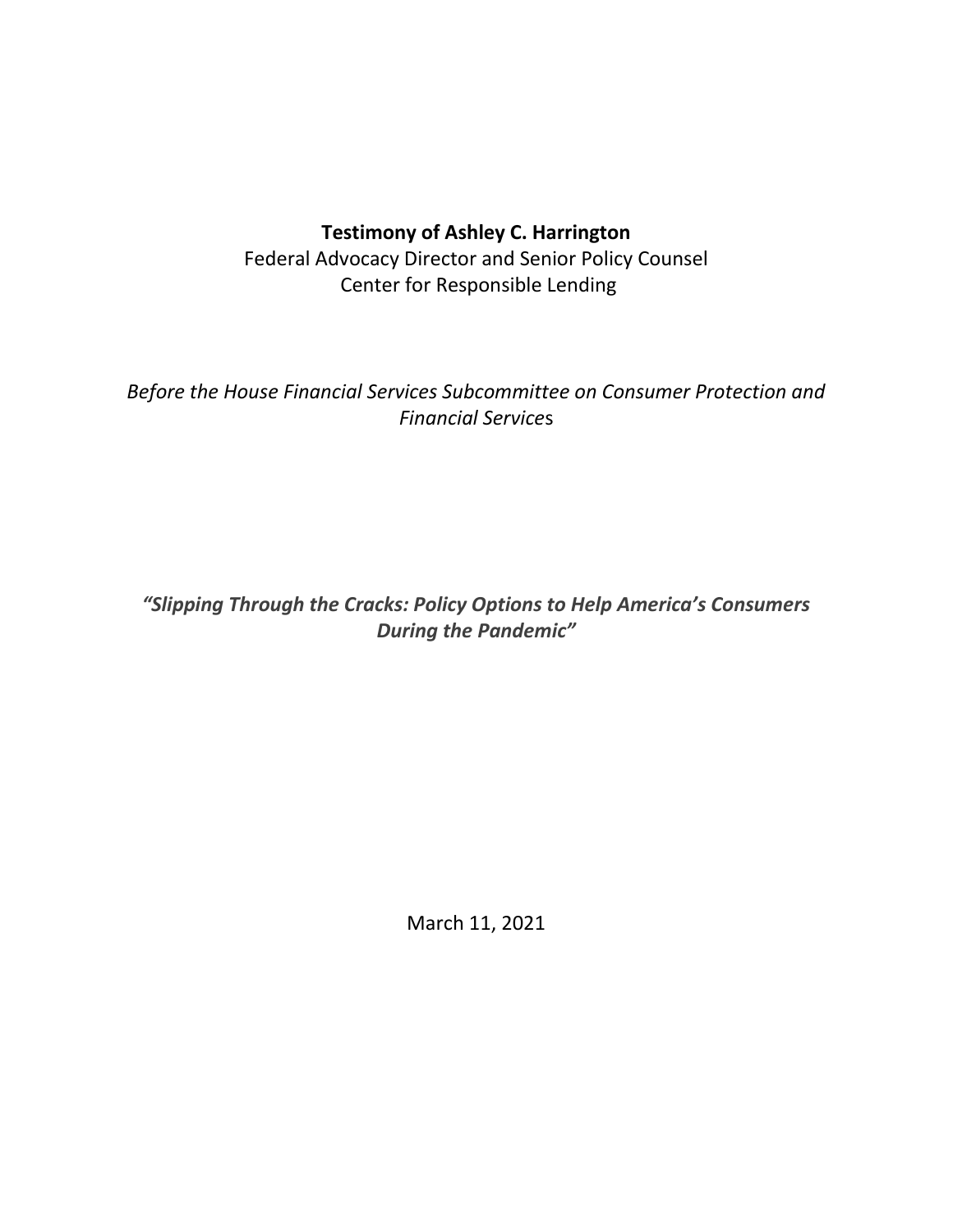**Testimony of Ashley C. Harrington**

Federal Advocacy Director and Senior Policy Counsel

Center for Responsible Lending

*Before the House Financial Services Subcommittee on Consumer Protection and Financial Services*

***"Slipping Through the Cracks: Policy Options to Help America's Consumers During the Pandemic"***

March 11, 2021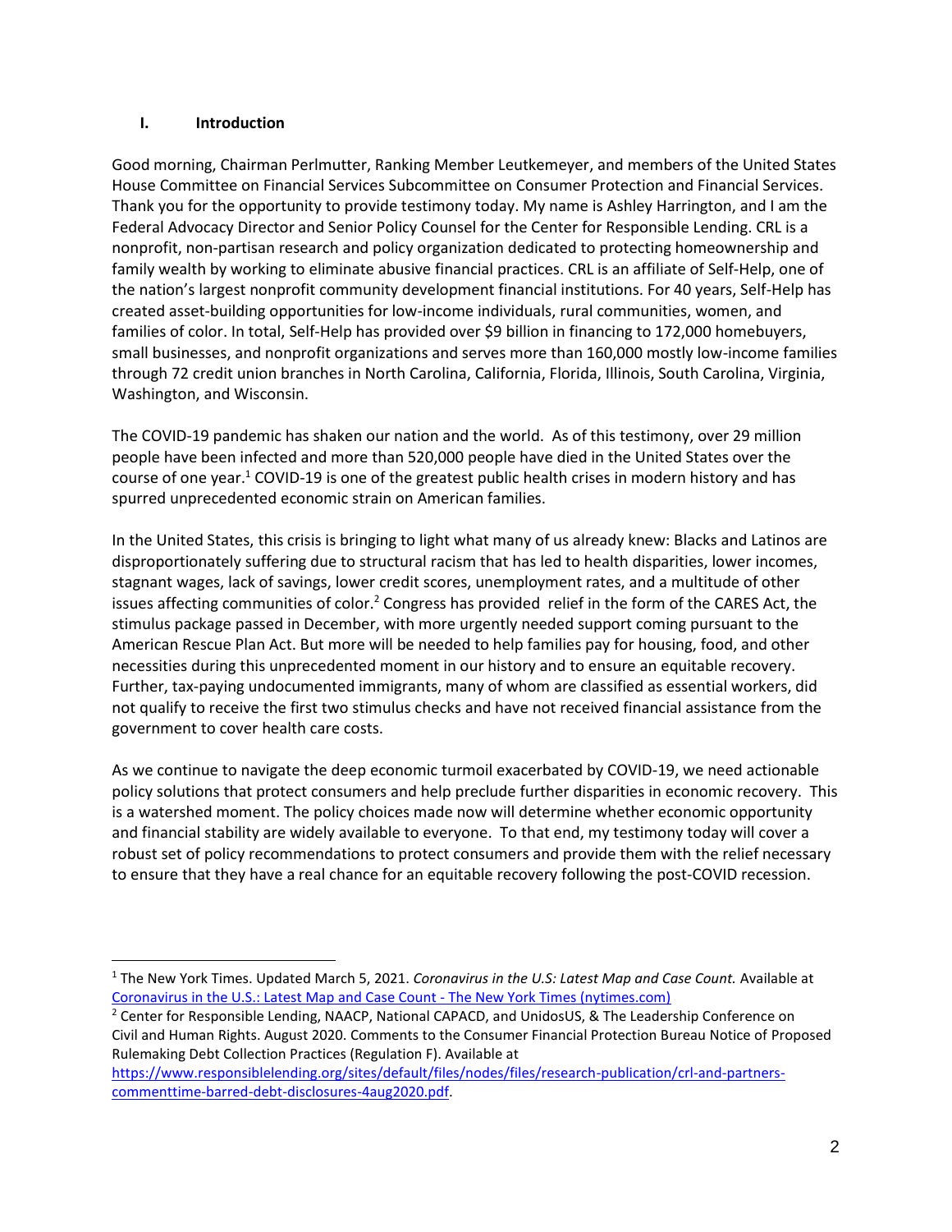## I. Introduction

Good morning, Chairman Perlmutter, Ranking Member Leutkemeyer, and members of the United States House Committee on Financial Services Subcommittee on Consumer Protection and Financial Services. Thank you for the opportunity to provide testimony today. My name is Ashley Harrington, and I am the Federal Advocacy Director and Senior Policy Counsel for the Center for Responsible Lending. CRL is a nonprofit, non-partisan research and policy organization dedicated to protecting homeownership and family wealth by working to eliminate abusive financial practices. CRL is an affiliate of Self-Help, one of the nation's largest nonprofit community development financial institutions. For 40 years, Self-Help has created asset-building opportunities for low-income individuals, rural communities, women, and families of color. In total, Self-Help has provided over $9 billion in financing to 172,000 homebuyers, small businesses, and nonprofit organizations and serves more than 160,000 mostly low-income families through 72 credit union branches in North Carolina, California, Florida, Illinois, South Carolina, Virginia, Washington, and Wisconsin.

The COVID-19 pandemic has shaken our nation and the world. As of this testimony, over 29 million people have been infected and more than 520,000 people have died in the United States over the course of one year.[1] COVID-19 is one of the greatest public health crises in modern history and has spurred unprecedented economic strain on American families.

In the United States, this crisis is bringing to light what many of us already knew: Blacks and Latinos are disproportionately suffering due to structural racism that has led to health disparities, lower incomes, stagnant wages, lack of savings, lower credit scores, unemployment rates, and a multitude of other issues affecting communities of color.[2] Congress has provided relief in the form of the CARES Act, the stimulus package passed in December, with more urgently needed support coming pursuant to the American Rescue Plan Act. But more will be needed to help families pay for housing, food, and other necessities during this unprecedented moment in our history and to ensure an equitable recovery. Further, tax-paying undocumented immigrants, many of whom are classified as essential workers, did not qualify to receive the first two stimulus checks and have not received financial assistance from the government to cover health care costs.

As we continue to navigate the deep economic turmoil exacerbated by COVID-19, we need actionable policy solutions that protect consumers and help preclude further disparities in economic recovery. This is a watershed moment. The policy choices made now will determine whether economic opportunity and financial stability are widely available to everyone. To that end, my testimony today will cover a robust set of policy recommendations to protect consumers and provide them with the relief necessary to ensure that they have a real chance for an equitable recovery following the post-COVID recession.

---

[1] The New York Times. Updated March 5, 2021. *Coronavirus in the U.S: Latest Map and Case Count.* Available at [Coronavirus in the U.S.: Latest Map and Case Count - The New York Times (nytimes.com)](https://www.nytimes.com)

[2] Center for Responsible Lending, NAACP, National CAPACD, and UnidosUS, & The Leadership Conference on Civil and Human Rights. August 2020. Comments to the Consumer Financial Protection Bureau Notice of Proposed Rulemaking Debt Collection Practices (Regulation F). Available at https://www.responsiblelending.org/sites/default/files/nodes/files/research-publication/crl-and-partners-commenttime-barred-debt-disclosures-4aug2020.pdf.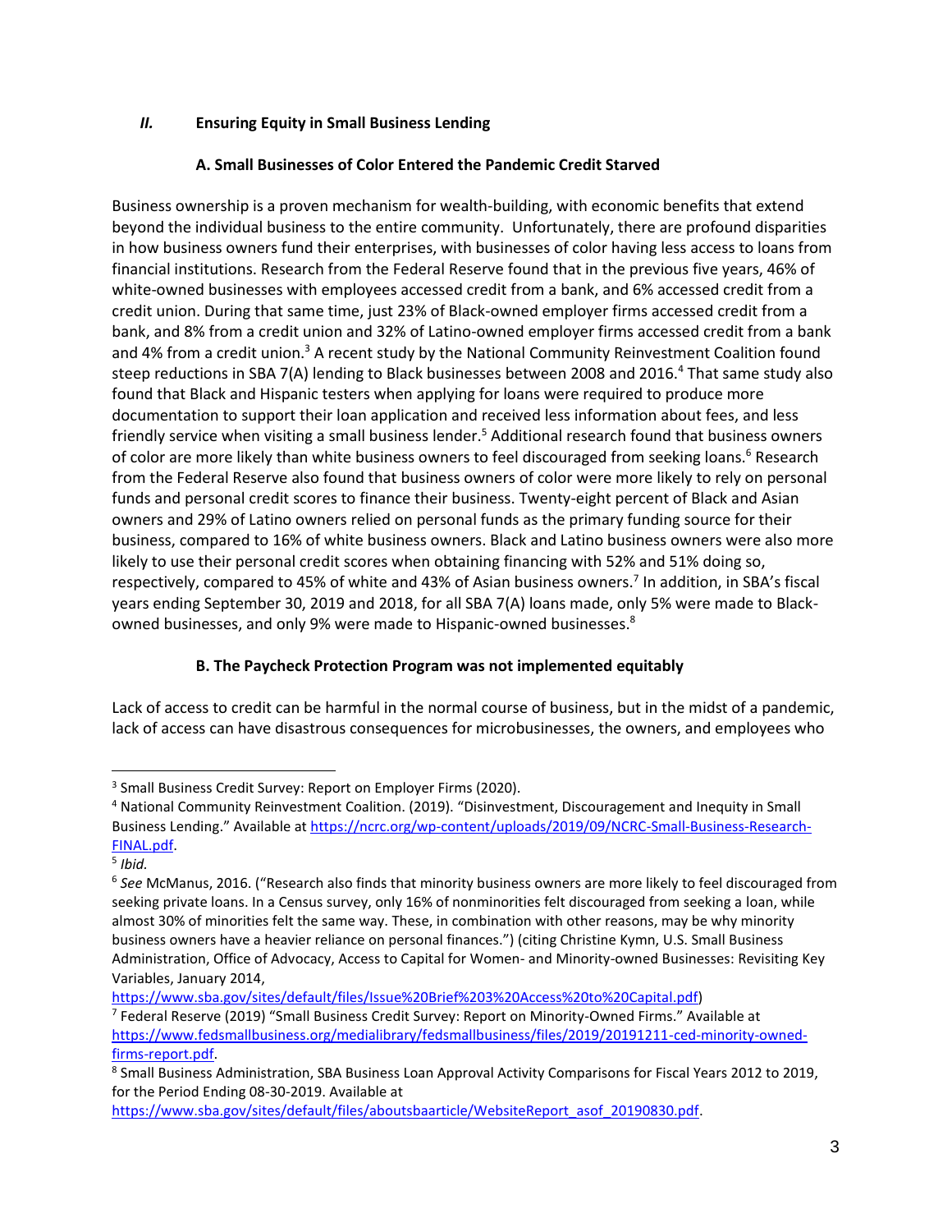## *II.* Ensuring Equity in Small Business Lending

### A. Small Businesses of Color Entered the Pandemic Credit Starved

Business ownership is a proven mechanism for wealth-building, with economic benefits that extend beyond the individual business to the entire community. Unfortunately, there are profound disparities in how business owners fund their enterprises, with businesses of color having less access to loans from financial institutions. Research from the Federal Reserve found that in the previous five years, 46% of white-owned businesses with employees accessed credit from a bank, and 6% accessed credit from a credit union. During that same time, just 23% of Black-owned employer firms accessed credit from a bank, and 8% from a credit union and 32% of Latino-owned employer firms accessed credit from a bank and 4% from a credit union.[3] A recent study by the National Community Reinvestment Coalition found steep reductions in SBA 7(A) lending to Black businesses between 2008 and 2016.[4] That same study also found that Black and Hispanic testers when applying for loans were required to produce more documentation to support their loan application and received less information about fees, and less friendly service when visiting a small business lender.[5] Additional research found that business owners of color are more likely than white business owners to feel discouraged from seeking loans.[6] Research from the Federal Reserve also found that business owners of color were more likely to rely on personal funds and personal credit scores to finance their business. Twenty-eight percent of Black and Asian owners and 29% of Latino owners relied on personal funds as the primary funding source for their business, compared to 16% of white business owners. Black and Latino business owners were also more likely to use their personal credit scores when obtaining financing with 52% and 51% doing so, respectively, compared to 45% of white and 43% of Asian business owners.[7] In addition, in SBA's fiscal years ending September 30, 2019 and 2018, for all SBA 7(A) loans made, only 5% were made to Black-owned businesses, and only 9% were made to Hispanic-owned businesses.[8]

### B. The Paycheck Protection Program was not implemented equitably

Lack of access to credit can be harmful in the normal course of business, but in the midst of a pandemic, lack of access can have disastrous consequences for microbusinesses, the owners, and employees who

---

[3] Small Business Credit Survey: Report on Employer Firms (2020).

[4] National Community Reinvestment Coalition. (2019). "Disinvestment, Discouragement and Inequity in Small Business Lending." Available at https://ncrc.org/wp-content/uploads/2019/09/NCRC-Small-Business-Research-FINAL.pdf.

[5] *Ibid.*

[6] *See* McManus, 2016. ("Research also finds that minority business owners are more likely to feel discouraged from seeking private loans. In a Census survey, only 16% of nonminorities felt discouraged from seeking a loan, while almost 30% of minorities felt the same way. These, in combination with other reasons, may be why minority business owners have a heavier reliance on personal finances.") (citing Christine Kymn, U.S. Small Business Administration, Office of Advocacy, Access to Capital for Women- and Minority-owned Businesses: Revisiting Key Variables, January 2014, https://www.sba.gov/sites/default/files/Issue%20Brief%203%20Access%20to%20Capital.pdf)

[7] Federal Reserve (2019) "Small Business Credit Survey: Report on Minority-Owned Firms." Available at https://www.fedsmallbusiness.org/medialibrary/fedsmallbusiness/files/2019/20191211-ced-minority-owned-firms-report.pdf.

[8] Small Business Administration, SBA Business Loan Approval Activity Comparisons for Fiscal Years 2012 to 2019, for the Period Ending 08-30-2019. Available at https://www.sba.gov/sites/default/files/aboutsbaarticle/WebsiteReport_asof_20190830.pdf.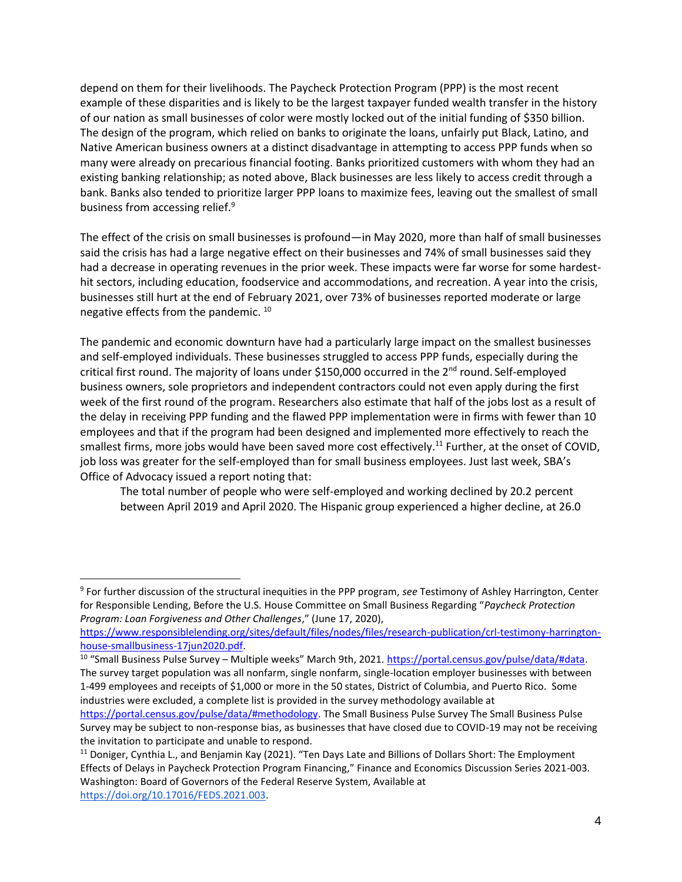depend on them for their livelihoods. The Paycheck Protection Program (PPP) is the most recent example of these disparities and is likely to be the largest taxpayer funded wealth transfer in the history of our nation as small businesses of color were mostly locked out of the initial funding of $350 billion. The design of the program, which relied on banks to originate the loans, unfairly put Black, Latino, and Native American business owners at a distinct disadvantage in attempting to access PPP funds when so many were already on precarious financial footing. Banks prioritized customers with whom they had an existing banking relationship; as noted above, Black businesses are less likely to access credit through a bank. Banks also tended to prioritize larger PPP loans to maximize fees, leaving out the smallest of small business from accessing relief.[9]

The effect of the crisis on small businesses is profound—in May 2020, more than half of small businesses said the crisis has had a large negative effect on their businesses and 74% of small businesses said they had a decrease in operating revenues in the prior week. These impacts were far worse for some hardest-hit sectors, including education, foodservice and accommodations, and recreation. A year into the crisis, businesses still hurt at the end of February 2021, over 73% of businesses reported moderate or large negative effects from the pandemic. [10]

The pandemic and economic downturn have had a particularly large impact on the smallest businesses and self-employed individuals. These businesses struggled to access PPP funds, especially during the critical first round. The majority of loans under $150,000 occurred in the 2nd round. Self-employed business owners, sole proprietors and independent contractors could not even apply during the first week of the first round of the program. Researchers also estimate that half of the jobs lost as a result of the delay in receiving PPP funding and the flawed PPP implementation were in firms with fewer than 10 employees and that if the program had been designed and implemented more effectively to reach the smallest firms, more jobs would have been saved more cost effectively.[11] Further, at the onset of COVID, job loss was greater for the self-employed than for small business employees. Just last week, SBA's Office of Advocacy issued a report noting that:

> The total number of people who were self-employed and working declined by 20.2 percent between April 2019 and April 2020. The Hispanic group experienced a higher decline, at 26.0

---

[9] For further discussion of the structural inequities in the PPP program, *see* Testimony of Ashley Harrington, Center for Responsible Lending, Before the U.S. House Committee on Small Business Regarding "*Paycheck Protection Program: Loan Forgiveness and Other Challenges*," (June 17, 2020), https://www.responsiblelending.org/sites/default/files/nodes/files/research-publication/crl-testimony-harrington-house-smallbusiness-17jun2020.pdf.

[10] "Small Business Pulse Survey – Multiple weeks" March 9th, 2021. https://portal.census.gov/pulse/data/#data. The survey target population was all nonfarm, single nonfarm, single-location employer businesses with between 1-499 employees and receipts of $1,000 or more in the 50 states, District of Columbia, and Puerto Rico. Some industries were excluded, a complete list is provided in the survey methodology available at https://portal.census.gov/pulse/data/#methodology. The Small Business Pulse Survey The Small Business Pulse Survey may be subject to non-response bias, as businesses that have closed due to COVID-19 may not be receiving the invitation to participate and unable to respond.

[11] Doniger, Cynthia L., and Benjamin Kay (2021). "Ten Days Late and Billions of Dollars Short: The Employment Effects of Delays in Paycheck Protection Program Financing," Finance and Economics Discussion Series 2021-003. Washington: Board of Governors of the Federal Reserve System, Available at https://doi.org/10.17016/FEDS.2021.003.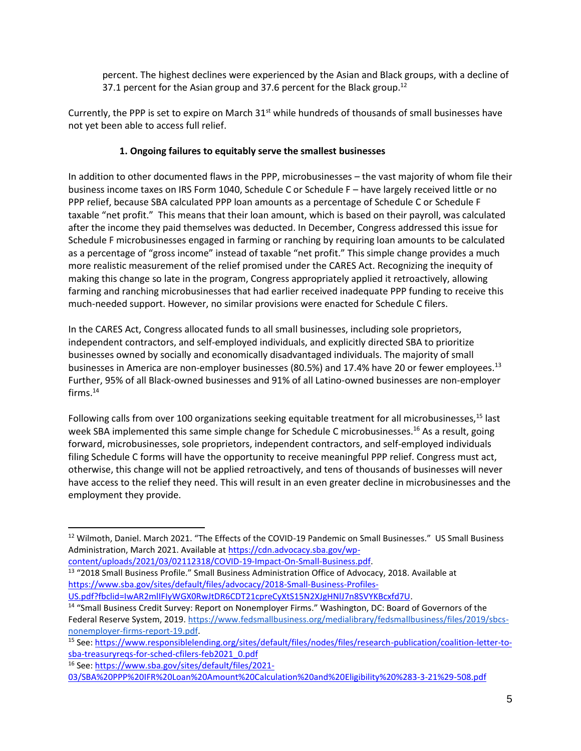percent. The highest declines were experienced by the Asian and Black groups, with a decline of 37.1 percent for the Asian group and 37.6 percent for the Black group.[12]

Currently, the PPP is set to expire on March 31st while hundreds of thousands of small businesses have not yet been able to access full relief.

**1. Ongoing failures to equitably serve the smallest businesses**

In addition to other documented flaws in the PPP, microbusinesses – the vast majority of whom file their business income taxes on IRS Form 1040, Schedule C or Schedule F – have largely received little or no PPP relief, because SBA calculated PPP loan amounts as a percentage of Schedule C or Schedule F taxable "net profit." This means that their loan amount, which is based on their payroll, was calculated after the income they paid themselves was deducted. In December, Congress addressed this issue for Schedule F microbusinesses engaged in farming or ranching by requiring loan amounts to be calculated as a percentage of "gross income" instead of taxable "net profit." This simple change provides a much more realistic measurement of the relief promised under the CARES Act. Recognizing the inequity of making this change so late in the program, Congress appropriately applied it retroactively, allowing farming and ranching microbusinesses that had earlier received inadequate PPP funding to receive this much-needed support. However, no similar provisions were enacted for Schedule C filers.

In the CARES Act, Congress allocated funds to all small businesses, including sole proprietors, independent contractors, and self-employed individuals, and explicitly directed SBA to prioritize businesses owned by socially and economically disadvantaged individuals. The majority of small businesses in America are non-employer businesses (80.5%) and 17.4% have 20 or fewer employees.[13] Further, 95% of all Black-owned businesses and 91% of all Latino-owned businesses are non-employer firms.[14]

Following calls from over 100 organizations seeking equitable treatment for all microbusinesses,[15] last week SBA implemented this same simple change for Schedule C microbusinesses.[16] As a result, going forward, microbusinesses, sole proprietors, independent contractors, and self-employed individuals filing Schedule C forms will have the opportunity to receive meaningful PPP relief. Congress must act, otherwise, this change will not be applied retroactively, and tens of thousands of businesses will never have access to the relief they need. This will result in an even greater decline in microbusinesses and the employment they provide.

---

[12] Wilmoth, Daniel. March 2021. "The Effects of the COVID-19 Pandemic on Small Businesses." US Small Business Administration, March 2021. Available at https://cdn.advocacy.sba.gov/wp-content/uploads/2021/03/02112318/COVID-19-Impact-On-Small-Business.pdf.

[13] "2018 Small Business Profile." Small Business Administration Office of Advocacy, 2018. Available at https://www.sba.gov/sites/default/files/advocacy/2018-Small-Business-Profiles-US.pdf?fbclid=IwAR2mlIFIyWGX0RwJtDR6CDT21cpreCyXtS15N2XJgHNlJ7n8SVYKBcxfd7U.

[14] "Small Business Credit Survey: Report on Nonemployer Firms." Washington, DC: Board of Governors of the Federal Reserve System, 2019. https://www.fedsmallbusiness.org/medialibrary/fedsmallbusiness/files/2019/sbcs-nonemployer-firms-report-19.pdf.

[15] See: https://www.responsiblelending.org/sites/default/files/nodes/files/research-publication/coalition-letter-to-sba-treasuryreqs-for-sched-cfilers-feb2021_0.pdf

[16] See: https://www.sba.gov/sites/default/files/2021-03/SBA%20PPP%20IFR%20Loan%20Amount%20Calculation%20and%20Eligibility%20%283-3-21%29-508.pdf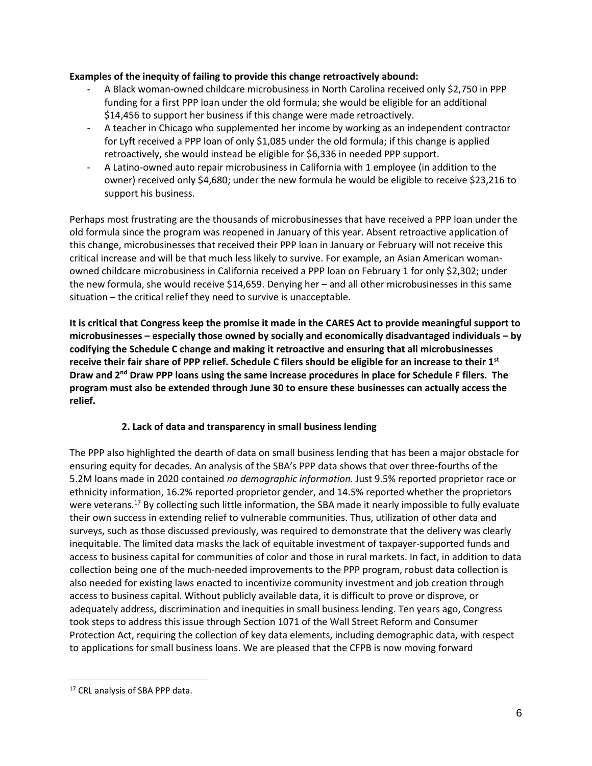**Examples of the inequity of failing to provide this change retroactively abound:**

- A Black woman-owned childcare microbusiness in North Carolina received only $2,750 in PPP funding for a first PPP loan under the old formula; she would be eligible for an additional $14,456 to support her business if this change were made retroactively.
- A teacher in Chicago who supplemented her income by working as an independent contractor for Lyft received a PPP loan of only $1,085 under the old formula; if this change is applied retroactively, she would instead be eligible for $6,336 in needed PPP support.
- A Latino-owned auto repair microbusiness in California with 1 employee (in addition to the owner) received only $4,680; under the new formula he would be eligible to receive $23,216 to support his business.

Perhaps most frustrating are the thousands of microbusinesses that have received a PPP loan under the old formula since the program was reopened in January of this year. Absent retroactive application of this change, microbusinesses that received their PPP loan in January or February will not receive this critical increase and will be that much less likely to survive. For example, an Asian American woman-owned childcare microbusiness in California received a PPP loan on February 1 for only $2,302; under the new formula, she would receive $14,659. Denying her – and all other microbusinesses in this same situation – the critical relief they need to survive is unacceptable.

**It is critical that Congress keep the promise it made in the CARES Act to provide meaningful support to microbusinesses – especially those owned by socially and economically disadvantaged individuals – by codifying the Schedule C change and making it retroactive and ensuring that all microbusinesses receive their fair share of PPP relief. Schedule C filers should be eligible for an increase to their 1st Draw and 2nd Draw PPP loans using the same increase procedures in place for Schedule F filers. The program must also be extended through June 30 to ensure these businesses can actually access the relief.**

### 2. Lack of data and transparency in small business lending

The PPP also highlighted the dearth of data on small business lending that has been a major obstacle for ensuring equity for decades. An analysis of the SBA's PPP data shows that over three-fourths of the 5.2M loans made in 2020 contained *no demographic information.* Just 9.5% reported proprietor race or ethnicity information, 16.2% reported proprietor gender, and 14.5% reported whether the proprietors were veterans.[17] By collecting such little information, the SBA made it nearly impossible to fully evaluate their own success in extending relief to vulnerable communities. Thus, utilization of other data and surveys, such as those discussed previously, was required to demonstrate that the delivery was clearly inequitable. The limited data masks the lack of equitable investment of taxpayer-supported funds and access to business capital for communities of color and those in rural markets. In fact, in addition to data collection being one of the much-needed improvements to the PPP program, robust data collection is also needed for existing laws enacted to incentivize community investment and job creation through access to business capital. Without publicly available data, it is difficult to prove or disprove, or adequately address, discrimination and inequities in small business lending. Ten years ago, Congress took steps to address this issue through Section 1071 of the Wall Street Reform and Consumer Protection Act, requiring the collection of key data elements, including demographic data, with respect to applications for small business loans. We are pleased that the CFPB is now moving forward

[17] CRL analysis of SBA PPP data.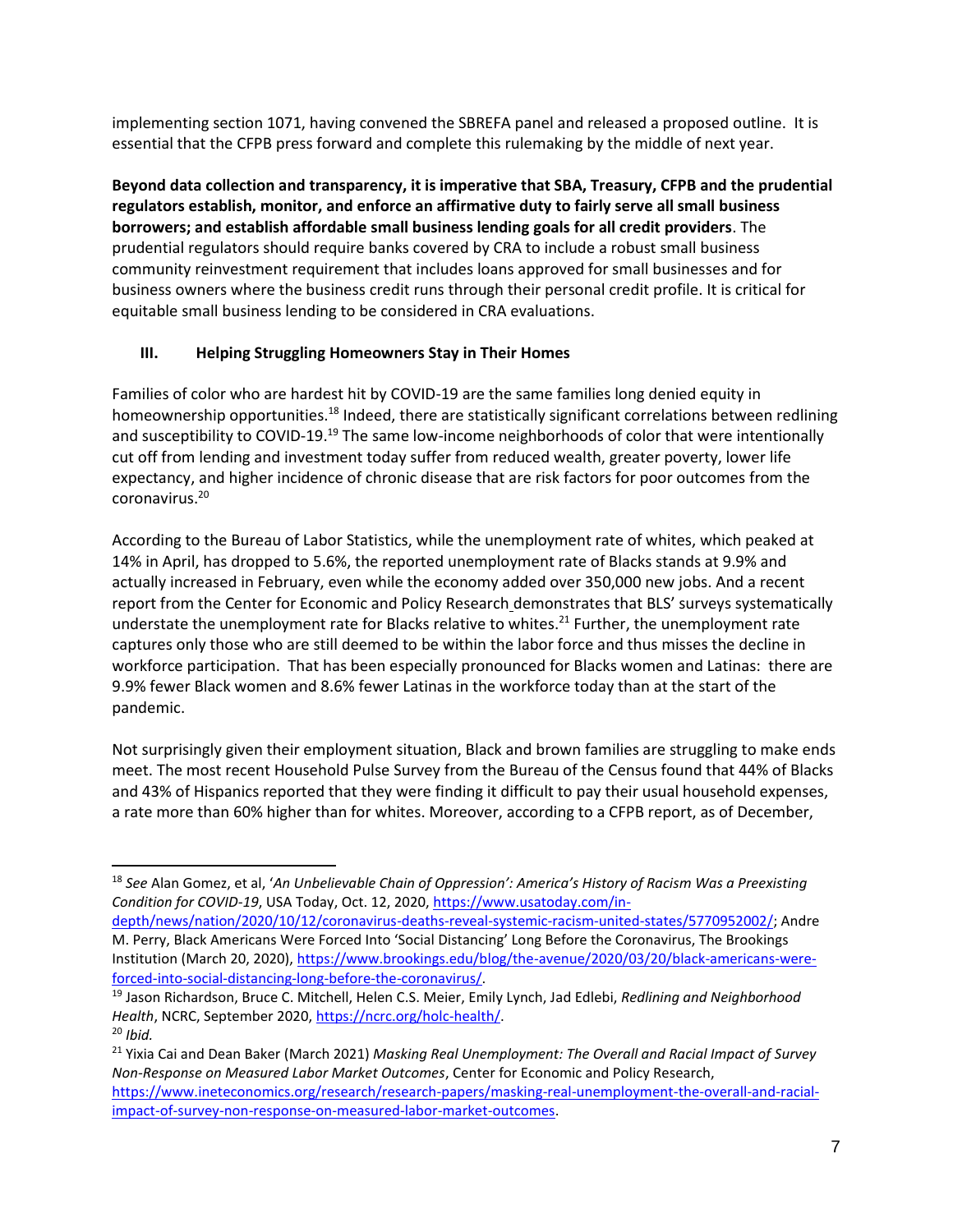implementing section 1071, having convened the SBREFA panel and released a proposed outline. It is essential that the CFPB press forward and complete this rulemaking by the middle of next year.

**Beyond data collection and transparency, it is imperative that SBA, Treasury, CFPB and the prudential regulators establish, monitor, and enforce an affirmative duty to fairly serve all small business borrowers; and establish affordable small business lending goals for all credit providers**. The prudential regulators should require banks covered by CRA to include a robust small business community reinvestment requirement that includes loans approved for small businesses and for business owners where the business credit runs through their personal credit profile. It is critical for equitable small business lending to be considered in CRA evaluations.

## III. Helping Struggling Homeowners Stay in Their Homes

Families of color who are hardest hit by COVID-19 are the same families long denied equity in homeownership opportunities.[18] Indeed, there are statistically significant correlations between redlining and susceptibility to COVID-19.[19] The same low-income neighborhoods of color that were intentionally cut off from lending and investment today suffer from reduced wealth, greater poverty, lower life expectancy, and higher incidence of chronic disease that are risk factors for poor outcomes from the coronavirus.[20]

According to the Bureau of Labor Statistics, while the unemployment rate of whites, which peaked at 14% in April, has dropped to 5.6%, the reported unemployment rate of Blacks stands at 9.9% and actually increased in February, even while the economy added over 350,000 new jobs. And a recent report from the Center for Economic and Policy Research demonstrates that BLS' surveys systematically understate the unemployment rate for Blacks relative to whites.[21] Further, the unemployment rate captures only those who are still deemed to be within the labor force and thus misses the decline in workforce participation. That has been especially pronounced for Blacks women and Latinas: there are 9.9% fewer Black women and 8.6% fewer Latinas in the workforce today than at the start of the pandemic.

Not surprisingly given their employment situation, Black and brown families are struggling to make ends meet. The most recent Household Pulse Survey from the Bureau of the Census found that 44% of Blacks and 43% of Hispanics reported that they were finding it difficult to pay their usual household expenses, a rate more than 60% higher than for whites. Moreover, according to a CFPB report, as of December,

---

[18] *See* Alan Gomez, et al, '*An Unbelievable Chain of Oppression': America's History of Racism Was a Preexisting Condition for COVID-19*, USA Today, Oct. 12, 2020, https://www.usatoday.com/in-depth/news/nation/2020/10/12/coronavirus-deaths-reveal-systemic-racism-united-states/5770952002/; Andre M. Perry, Black Americans Were Forced Into 'Social Distancing' Long Before the Coronavirus, The Brookings Institution (March 20, 2020), https://www.brookings.edu/blog/the-avenue/2020/03/20/black-americans-were-forced-into-social-distancing-long-before-the-coronavirus/.

[19] Jason Richardson, Bruce C. Mitchell, Helen C.S. Meier, Emily Lynch, Jad Edlebi, *Redlining and Neighborhood Health*, NCRC, September 2020, https://ncrc.org/holc-health/.

[20] *Ibid.*

[21] Yixia Cai and Dean Baker (March 2021) *Masking Real Unemployment: The Overall and Racial Impact of Survey Non-Response on Measured Labor Market Outcomes*, Center for Economic and Policy Research, https://www.ineteconomics.org/research/research-papers/masking-real-unemployment-the-overall-and-racial-impact-of-survey-non-response-on-measured-labor-market-outcomes.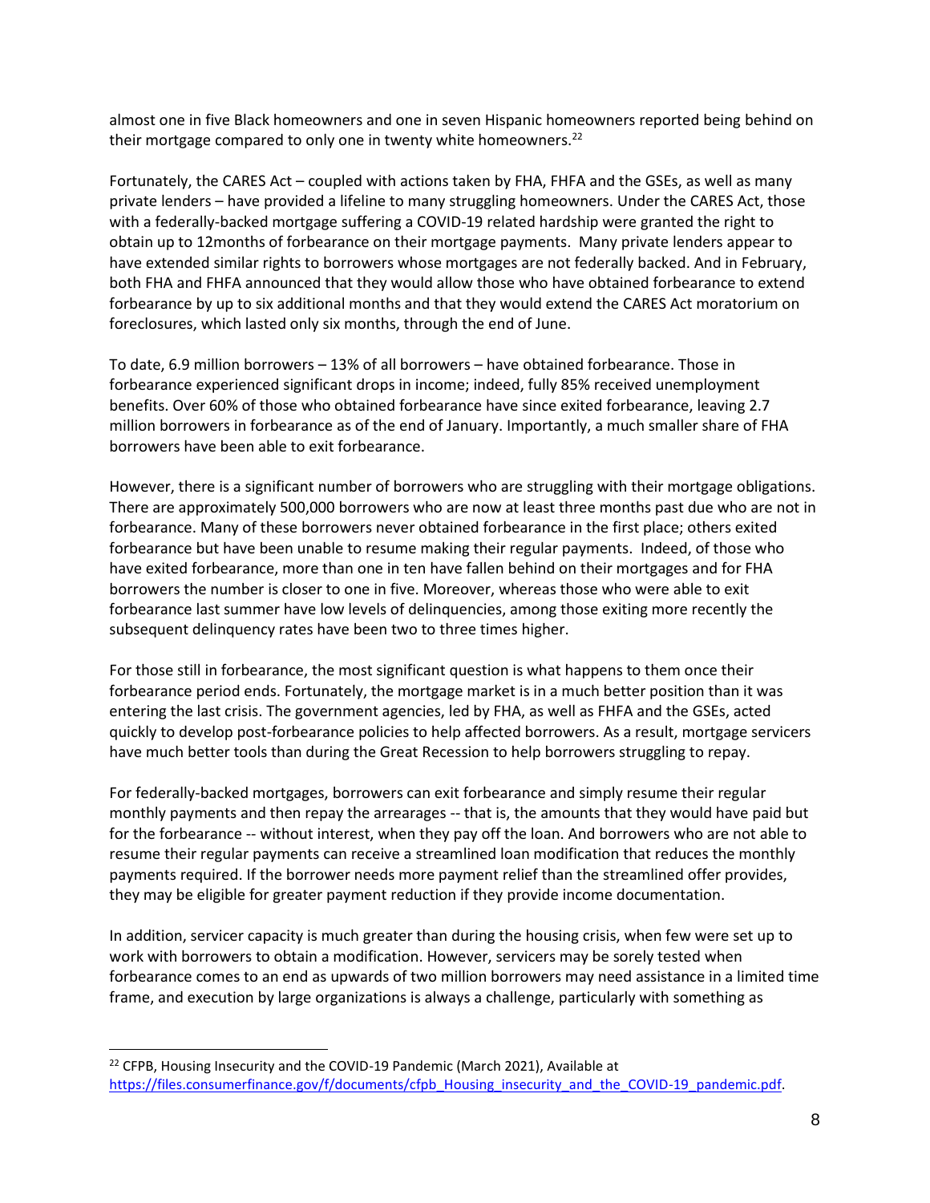almost one in five Black homeowners and one in seven Hispanic homeowners reported being behind on their mortgage compared to only one in twenty white homeowners.[22]

Fortunately, the CARES Act – coupled with actions taken by FHA, FHFA and the GSEs, as well as many private lenders – have provided a lifeline to many struggling homeowners. Under the CARES Act, those with a federally-backed mortgage suffering a COVID-19 related hardship were granted the right to obtain up to 12months of forbearance on their mortgage payments. Many private lenders appear to have extended similar rights to borrowers whose mortgages are not federally backed. And in February, both FHA and FHFA announced that they would allow those who have obtained forbearance to extend forbearance by up to six additional months and that they would extend the CARES Act moratorium on foreclosures, which lasted only six months, through the end of June.

To date, 6.9 million borrowers – 13% of all borrowers – have obtained forbearance. Those in forbearance experienced significant drops in income; indeed, fully 85% received unemployment benefits. Over 60% of those who obtained forbearance have since exited forbearance, leaving 2.7 million borrowers in forbearance as of the end of January. Importantly, a much smaller share of FHA borrowers have been able to exit forbearance.

However, there is a significant number of borrowers who are struggling with their mortgage obligations. There are approximately 500,000 borrowers who are now at least three months past due who are not in forbearance. Many of these borrowers never obtained forbearance in the first place; others exited forbearance but have been unable to resume making their regular payments. Indeed, of those who have exited forbearance, more than one in ten have fallen behind on their mortgages and for FHA borrowers the number is closer to one in five. Moreover, whereas those who were able to exit forbearance last summer have low levels of delinquencies, among those exiting more recently the subsequent delinquency rates have been two to three times higher.

For those still in forbearance, the most significant question is what happens to them once their forbearance period ends. Fortunately, the mortgage market is in a much better position than it was entering the last crisis. The government agencies, led by FHA, as well as FHFA and the GSEs, acted quickly to develop post-forbearance policies to help affected borrowers. As a result, mortgage servicers have much better tools than during the Great Recession to help borrowers struggling to repay.

For federally-backed mortgages, borrowers can exit forbearance and simply resume their regular monthly payments and then repay the arrearages -- that is, the amounts that they would have paid but for the forbearance -- without interest, when they pay off the loan. And borrowers who are not able to resume their regular payments can receive a streamlined loan modification that reduces the monthly payments required. If the borrower needs more payment relief than the streamlined offer provides, they may be eligible for greater payment reduction if they provide income documentation.

In addition, servicer capacity is much greater than during the housing crisis, when few were set up to work with borrowers to obtain a modification. However, servicers may be sorely tested when forbearance comes to an end as upwards of two million borrowers may need assistance in a limited time frame, and execution by large organizations is always a challenge, particularly with something as

[22] CFPB, Housing Insecurity and the COVID-19 Pandemic (March 2021), Available at https://files.consumerfinance.gov/f/documents/cfpb_Housing_insecurity_and_the_COVID-19_pandemic.pdf.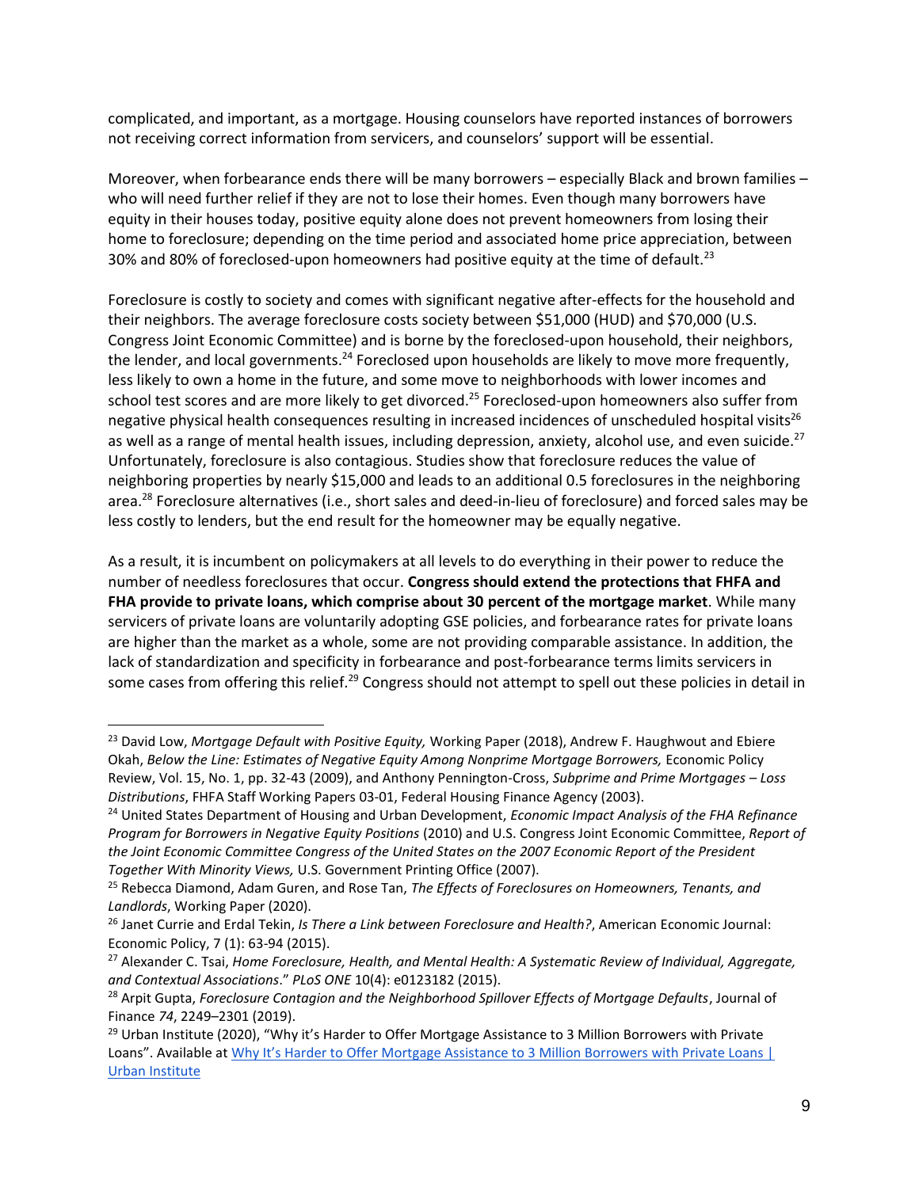complicated, and important, as a mortgage. Housing counselors have reported instances of borrowers not receiving correct information from servicers, and counselors' support will be essential.

Moreover, when forbearance ends there will be many borrowers – especially Black and brown families – who will need further relief if they are not to lose their homes. Even though many borrowers have equity in their houses today, positive equity alone does not prevent homeowners from losing their home to foreclosure; depending on the time period and associated home price appreciation, between 30% and 80% of foreclosed-upon homeowners had positive equity at the time of default.[23]

Foreclosure is costly to society and comes with significant negative after-effects for the household and their neighbors. The average foreclosure costs society between $51,000 (HUD) and $70,000 (U.S. Congress Joint Economic Committee) and is borne by the foreclosed-upon household, their neighbors, the lender, and local governments.[24] Foreclosed upon households are likely to move more frequently, less likely to own a home in the future, and some move to neighborhoods with lower incomes and school test scores and are more likely to get divorced.[25] Foreclosed-upon homeowners also suffer from negative physical health consequences resulting in increased incidences of unscheduled hospital visits[26] as well as a range of mental health issues, including depression, anxiety, alcohol use, and even suicide.[27] Unfortunately, foreclosure is also contagious. Studies show that foreclosure reduces the value of neighboring properties by nearly $15,000 and leads to an additional 0.5 foreclosures in the neighboring area.[28] Foreclosure alternatives (i.e., short sales and deed-in-lieu of foreclosure) and forced sales may be less costly to lenders, but the end result for the homeowner may be equally negative.

As a result, it is incumbent on policymakers at all levels to do everything in their power to reduce the number of needless foreclosures that occur. **Congress should extend the protections that FHFA and FHA provide to private loans, which comprise about 30 percent of the mortgage market**. While many servicers of private loans are voluntarily adopting GSE policies, and forbearance rates for private loans are higher than the market as a whole, some are not providing comparable assistance. In addition, the lack of standardization and specificity in forbearance and post-forbearance terms limits servicers in some cases from offering this relief.[29] Congress should not attempt to spell out these policies in detail in

---

[23] David Low, *Mortgage Default with Positive Equity,* Working Paper (2018), Andrew F. Haughwout and Ebiere Okah, *Below the Line: Estimates of Negative Equity Among Nonprime Mortgage Borrowers,* Economic Policy Review, Vol. 15, No. 1, pp. 32-43 (2009), and Anthony Pennington-Cross, *Subprime and Prime Mortgages – Loss Distributions*, FHFA Staff Working Papers 03-01, Federal Housing Finance Agency (2003).

[24] United States Department of Housing and Urban Development, *Economic Impact Analysis of the FHA Refinance Program for Borrowers in Negative Equity Positions* (2010) and U.S. Congress Joint Economic Committee, *Report of the Joint Economic Committee Congress of the United States on the 2007 Economic Report of the President Together With Minority Views,* U.S. Government Printing Office (2007).

[25] Rebecca Diamond, Adam Guren, and Rose Tan, *The Effects of Foreclosures on Homeowners, Tenants, and Landlords*, Working Paper (2020).

[26] Janet Currie and Erdal Tekin, *Is There a Link between Foreclosure and Health?*, American Economic Journal: Economic Policy, 7 (1): 63-94 (2015).

[27] Alexander C. Tsai, *Home Foreclosure, Health, and Mental Health: A Systematic Review of Individual, Aggregate, and Contextual Associations*." *PLoS ONE* 10(4): e0123182 (2015).

[28] Arpit Gupta, *Foreclosure Contagion and the Neighborhood Spillover Effects of Mortgage Defaults*, Journal of Finance *74*, 2249–2301 (2019).

[29] Urban Institute (2020), "Why it's Harder to Offer Mortgage Assistance to 3 Million Borrowers with Private Loans". Available at Why It's Harder to Offer Mortgage Assistance to 3 Million Borrowers with Private Loans | Urban Institute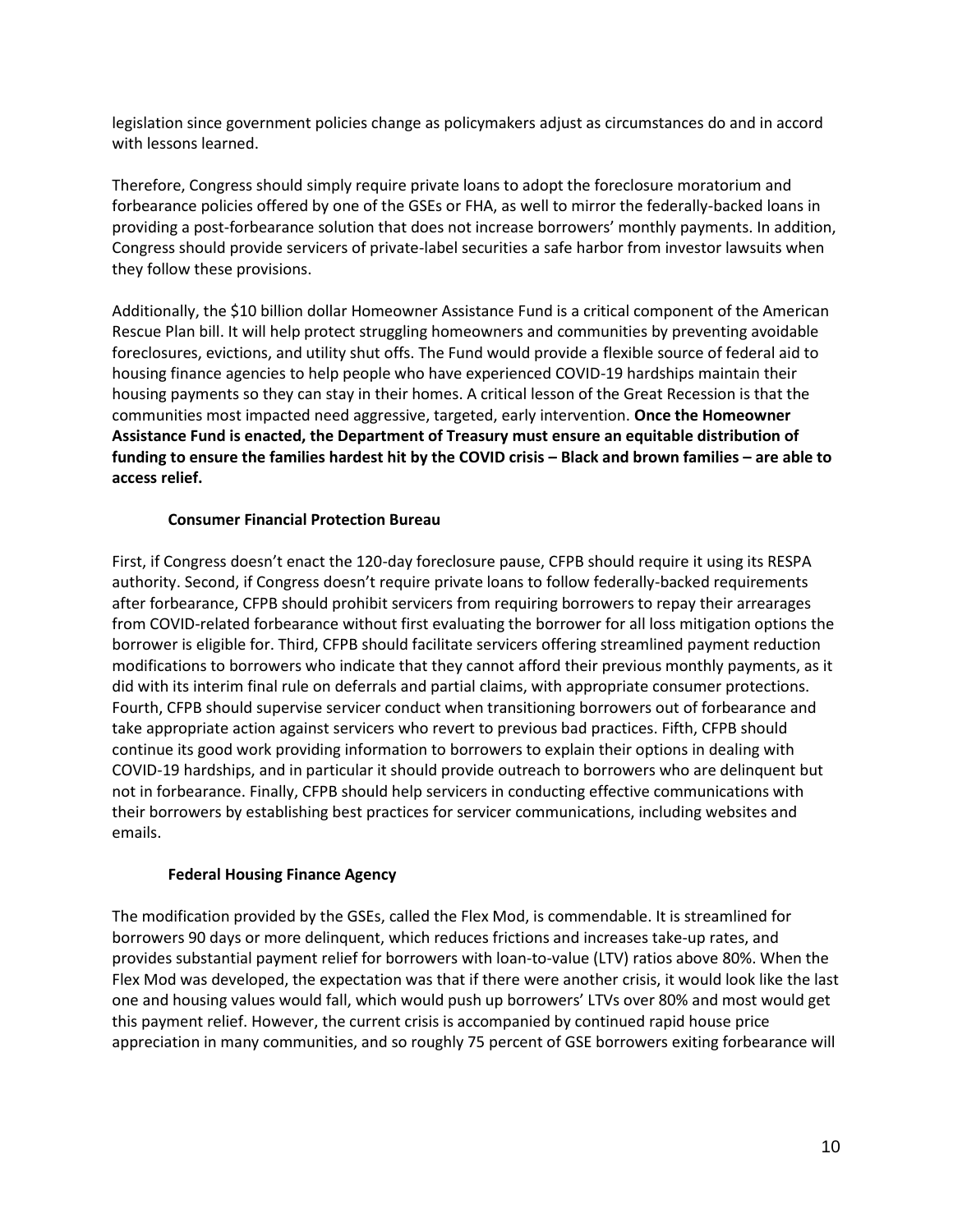legislation since government policies change as policymakers adjust as circumstances do and in accord with lessons learned.

Therefore, Congress should simply require private loans to adopt the foreclosure moratorium and forbearance policies offered by one of the GSEs or FHA, as well to mirror the federally-backed loans in providing a post-forbearance solution that does not increase borrowers' monthly payments. In addition, Congress should provide servicers of private-label securities a safe harbor from investor lawsuits when they follow these provisions.

Additionally, the $10 billion dollar Homeowner Assistance Fund is a critical component of the American Rescue Plan bill. It will help protect struggling homeowners and communities by preventing avoidable foreclosures, evictions, and utility shut offs. The Fund would provide a flexible source of federal aid to housing finance agencies to help people who have experienced COVID-19 hardships maintain their housing payments so they can stay in their homes. A critical lesson of the Great Recession is that the communities most impacted need aggressive, targeted, early intervention. **Once the Homeowner Assistance Fund is enacted, the Department of Treasury must ensure an equitable distribution of funding to ensure the families hardest hit by the COVID crisis – Black and brown families – are able to access relief.**

### Consumer Financial Protection Bureau

First, if Congress doesn't enact the 120-day foreclosure pause, CFPB should require it using its RESPA authority. Second, if Congress doesn't require private loans to follow federally-backed requirements after forbearance, CFPB should prohibit servicers from requiring borrowers to repay their arrearages from COVID-related forbearance without first evaluating the borrower for all loss mitigation options the borrower is eligible for. Third, CFPB should facilitate servicers offering streamlined payment reduction modifications to borrowers who indicate that they cannot afford their previous monthly payments, as it did with its interim final rule on deferrals and partial claims, with appropriate consumer protections. Fourth, CFPB should supervise servicer conduct when transitioning borrowers out of forbearance and take appropriate action against servicers who revert to previous bad practices. Fifth, CFPB should continue its good work providing information to borrowers to explain their options in dealing with COVID-19 hardships, and in particular it should provide outreach to borrowers who are delinquent but not in forbearance. Finally, CFPB should help servicers in conducting effective communications with their borrowers by establishing best practices for servicer communications, including websites and emails.

### Federal Housing Finance Agency

The modification provided by the GSEs, called the Flex Mod, is commendable. It is streamlined for borrowers 90 days or more delinquent, which reduces frictions and increases take-up rates, and provides substantial payment relief for borrowers with loan-to-value (LTV) ratios above 80%. When the Flex Mod was developed, the expectation was that if there were another crisis, it would look like the last one and housing values would fall, which would push up borrowers' LTVs over 80% and most would get this payment relief. However, the current crisis is accompanied by continued rapid house price appreciation in many communities, and so roughly 75 percent of GSE borrowers exiting forbearance will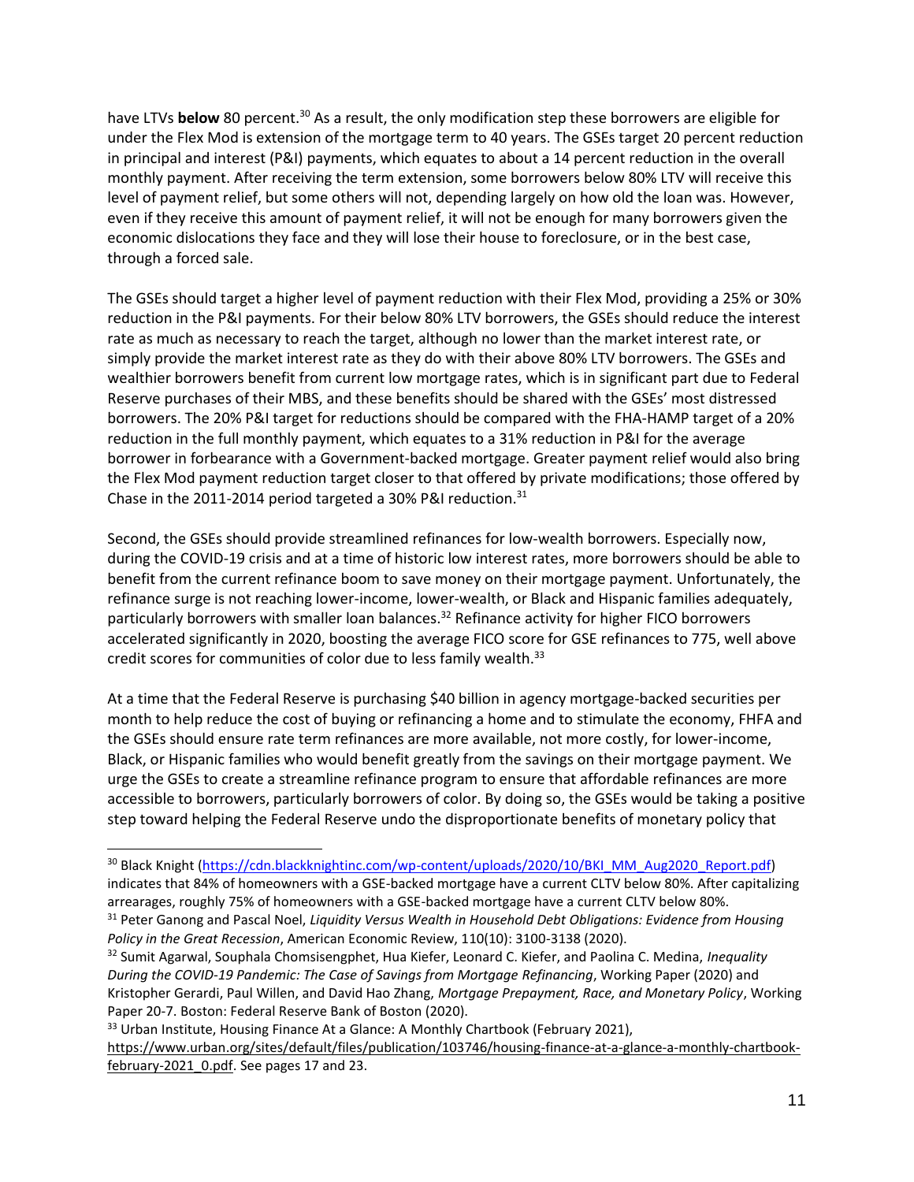have LTVs **below** 80 percent.[30] As a result, the only modification step these borrowers are eligible for under the Flex Mod is extension of the mortgage term to 40 years. The GSEs target 20 percent reduction in principal and interest (P&I) payments, which equates to about a 14 percent reduction in the overall monthly payment. After receiving the term extension, some borrowers below 80% LTV will receive this level of payment relief, but some others will not, depending largely on how old the loan was. However, even if they receive this amount of payment relief, it will not be enough for many borrowers given the economic dislocations they face and they will lose their house to foreclosure, or in the best case, through a forced sale.

The GSEs should target a higher level of payment reduction with their Flex Mod, providing a 25% or 30% reduction in the P&I payments. For their below 80% LTV borrowers, the GSEs should reduce the interest rate as much as necessary to reach the target, although no lower than the market interest rate, or simply provide the market interest rate as they do with their above 80% LTV borrowers. The GSEs and wealthier borrowers benefit from current low mortgage rates, which is in significant part due to Federal Reserve purchases of their MBS, and these benefits should be shared with the GSEs' most distressed borrowers. The 20% P&I target for reductions should be compared with the FHA-HAMP target of a 20% reduction in the full monthly payment, which equates to a 31% reduction in P&I for the average borrower in forbearance with a Government-backed mortgage. Greater payment relief would also bring the Flex Mod payment reduction target closer to that offered by private modifications; those offered by Chase in the 2011-2014 period targeted a 30% P&I reduction.[31]

Second, the GSEs should provide streamlined refinances for low-wealth borrowers. Especially now, during the COVID-19 crisis and at a time of historic low interest rates, more borrowers should be able to benefit from the current refinance boom to save money on their mortgage payment. Unfortunately, the refinance surge is not reaching lower-income, lower-wealth, or Black and Hispanic families adequately, particularly borrowers with smaller loan balances.[32] Refinance activity for higher FICO borrowers accelerated significantly in 2020, boosting the average FICO score for GSE refinances to 775, well above credit scores for communities of color due to less family wealth.[33]

At a time that the Federal Reserve is purchasing $40 billion in agency mortgage-backed securities per month to help reduce the cost of buying or refinancing a home and to stimulate the economy, FHFA and the GSEs should ensure rate term refinances are more available, not more costly, for lower-income, Black, or Hispanic families who would benefit greatly from the savings on their mortgage payment. We urge the GSEs to create a streamline refinance program to ensure that affordable refinances are more accessible to borrowers, particularly borrowers of color. By doing so, the GSEs would be taking a positive step toward helping the Federal Reserve undo the disproportionate benefits of monetary policy that

---

[30] Black Knight (https://cdn.blackknightinc.com/wp-content/uploads/2020/10/BKI_MM_Aug2020_Report.pdf) indicates that 84% of homeowners with a GSE-backed mortgage have a current CLTV below 80%. After capitalizing arrearages, roughly 75% of homeowners with a GSE-backed mortgage have a current CLTV below 80%.

[31] Peter Ganong and Pascal Noel, *Liquidity Versus Wealth in Household Debt Obligations: Evidence from Housing Policy in the Great Recession*, American Economic Review, 110(10): 3100-3138 (2020).

[32] Sumit Agarwal, Souphala Chomsisengphet, Hua Kiefer, Leonard C. Kiefer, and Paolina C. Medina, *Inequality During the COVID-19 Pandemic: The Case of Savings from Mortgage Refinancing*, Working Paper (2020) and Kristopher Gerardi, Paul Willen, and David Hao Zhang, *Mortgage Prepayment, Race, and Monetary Policy*, Working Paper 20-7. Boston: Federal Reserve Bank of Boston (2020).

[33] Urban Institute, Housing Finance At a Glance: A Monthly Chartbook (February 2021), https://www.urban.org/sites/default/files/publication/103746/housing-finance-at-a-glance-a-monthly-chartbook-february-2021_0.pdf. See pages 17 and 23.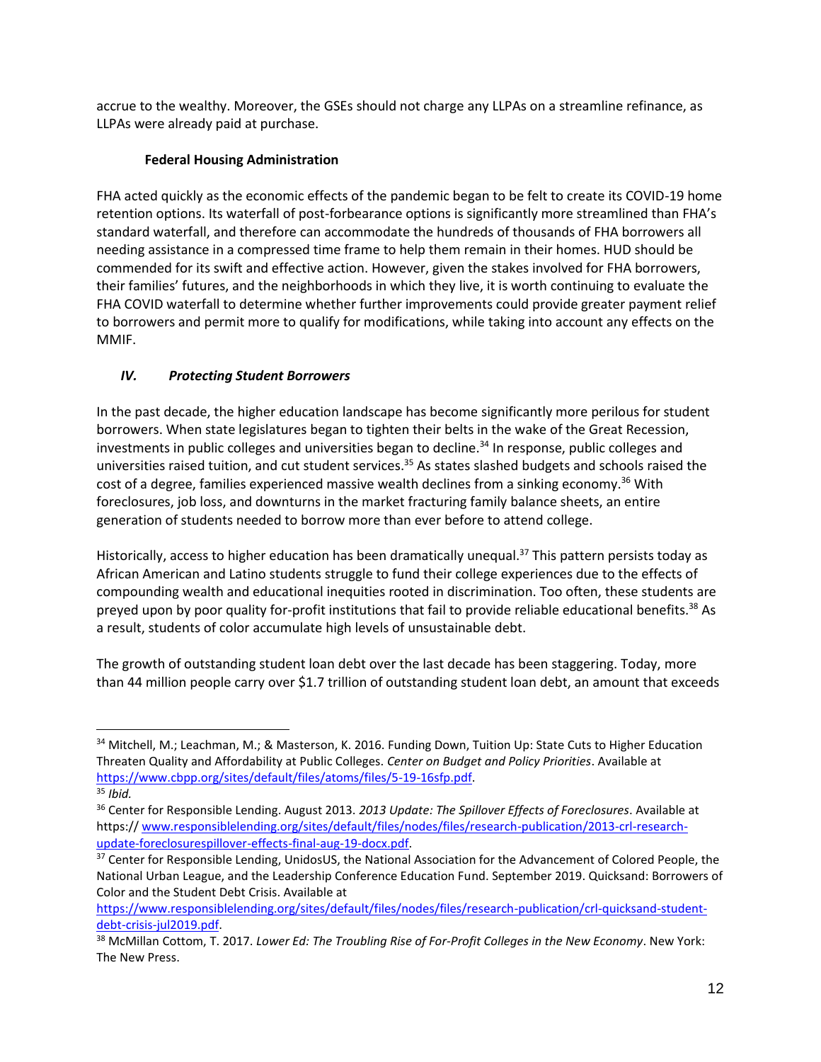accrue to the wealthy. Moreover, the GSEs should not charge any LLPAs on a streamline refinance, as LLPAs were already paid at purchase.

### Federal Housing Administration

FHA acted quickly as the economic effects of the pandemic began to be felt to create its COVID-19 home retention options. Its waterfall of post-forbearance options is significantly more streamlined than FHA's standard waterfall, and therefore can accommodate the hundreds of thousands of FHA borrowers all needing assistance in a compressed time frame to help them remain in their homes. HUD should be commended for its swift and effective action. However, given the stakes involved for FHA borrowers, their families' futures, and the neighborhoods in which they live, it is worth continuing to evaluate the FHA COVID waterfall to determine whether further improvements could provide greater payment relief to borrowers and permit more to qualify for modifications, while taking into account any effects on the MMIF.

## *IV. Protecting Student Borrowers*

In the past decade, the higher education landscape has become significantly more perilous for student borrowers. When state legislatures began to tighten their belts in the wake of the Great Recession, investments in public colleges and universities began to decline.[34] In response, public colleges and universities raised tuition, and cut student services.[35] As states slashed budgets and schools raised the cost of a degree, families experienced massive wealth declines from a sinking economy.[36] With foreclosures, job loss, and downturns in the market fracturing family balance sheets, an entire generation of students needed to borrow more than ever before to attend college.

Historically, access to higher education has been dramatically unequal.[37] This pattern persists today as African American and Latino students struggle to fund their college experiences due to the effects of compounding wealth and educational inequities rooted in discrimination. Too often, these students are preyed upon by poor quality for-profit institutions that fail to provide reliable educational benefits.[38] As a result, students of color accumulate high levels of unsustainable debt.

The growth of outstanding student loan debt over the last decade has been staggering. Today, more than 44 million people carry over $1.7 trillion of outstanding student loan debt, an amount that exceeds

---

[34] Mitchell, M.; Leachman, M.; & Masterson, K. 2016. Funding Down, Tuition Up: State Cuts to Higher Education Threaten Quality and Affordability at Public Colleges. *Center on Budget and Policy Priorities*. Available at https://www.cbpp.org/sites/default/files/atoms/files/5-19-16sfp.pdf.

[35] *Ibid.*

[36] Center for Responsible Lending. August 2013. *2013 Update: The Spillover Effects of Foreclosures*. Available at https:// www.responsiblelending.org/sites/default/files/nodes/files/research-publication/2013-crl-research-update-foreclosurespillover-effects-final-aug-19-docx.pdf.

[37] Center for Responsible Lending, UnidosUS, the National Association for the Advancement of Colored People, the National Urban League, and the Leadership Conference Education Fund. September 2019. Quicksand: Borrowers of Color and the Student Debt Crisis. Available at https://www.responsiblelending.org/sites/default/files/nodes/files/research-publication/crl-quicksand-student-debt-crisis-jul2019.pdf.

[38] McMillan Cottom, T. 2017. *Lower Ed: The Troubling Rise of For-Profit Colleges in the New Economy*. New York: The New Press.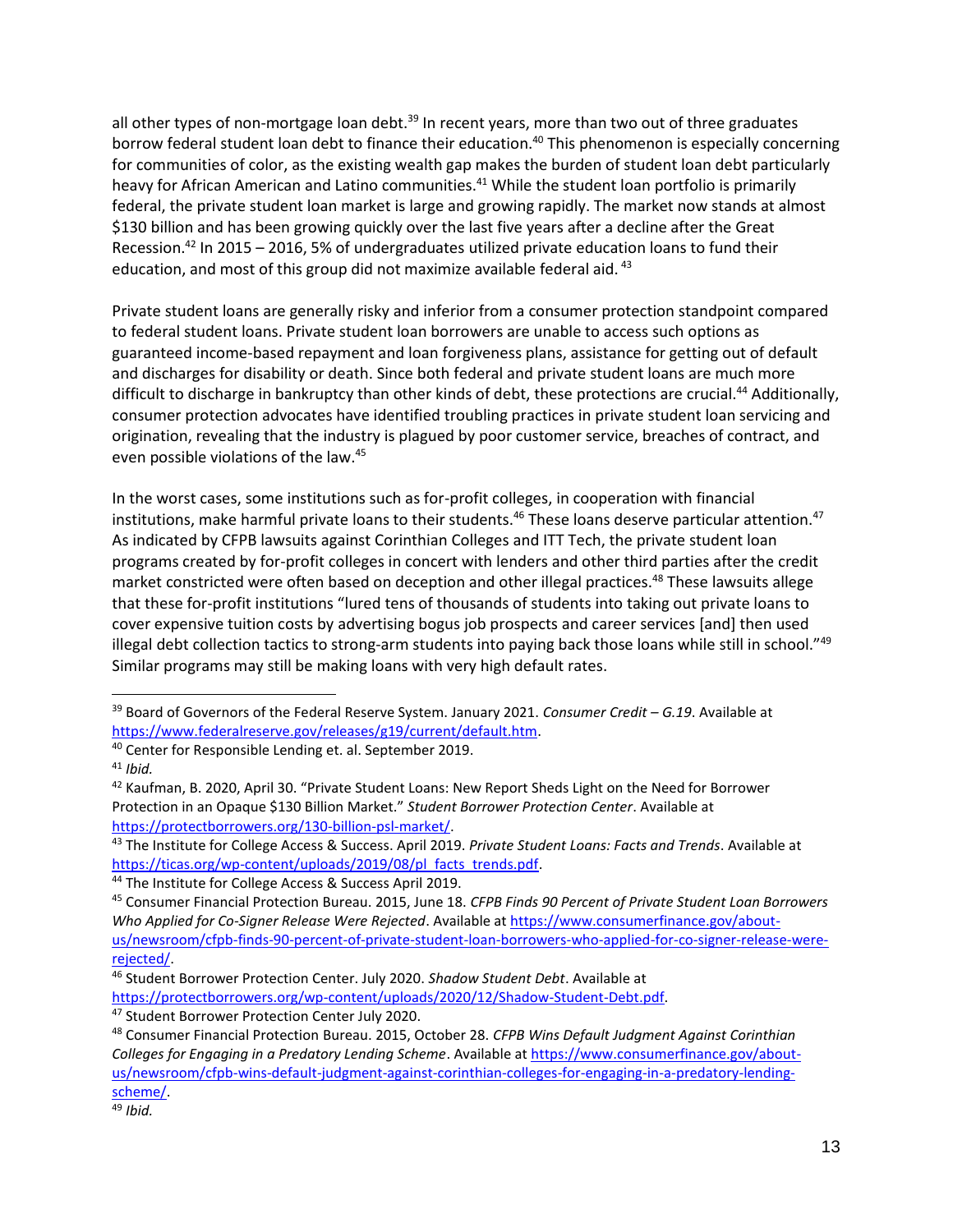all other types of non-mortgage loan debt.[39] In recent years, more than two out of three graduates borrow federal student loan debt to finance their education.[40] This phenomenon is especially concerning for communities of color, as the existing wealth gap makes the burden of student loan debt particularly heavy for African American and Latino communities.[41] While the student loan portfolio is primarily federal, the private student loan market is large and growing rapidly. The market now stands at almost $130 billion and has been growing quickly over the last five years after a decline after the Great Recession.[42] In 2015 – 2016, 5% of undergraduates utilized private education loans to fund their education, and most of this group did not maximize available federal aid.[43]

Private student loans are generally risky and inferior from a consumer protection standpoint compared to federal student loans. Private student loan borrowers are unable to access such options as guaranteed income-based repayment and loan forgiveness plans, assistance for getting out of default and discharges for disability or death. Since both federal and private student loans are much more difficult to discharge in bankruptcy than other kinds of debt, these protections are crucial.[44] Additionally, consumer protection advocates have identified troubling practices in private student loan servicing and origination, revealing that the industry is plagued by poor customer service, breaches of contract, and even possible violations of the law.[45]

In the worst cases, some institutions such as for-profit colleges, in cooperation with financial institutions, make harmful private loans to their students.[46] These loans deserve particular attention.[47] As indicated by CFPB lawsuits against Corinthian Colleges and ITT Tech, the private student loan programs created by for-profit colleges in concert with lenders and other third parties after the credit market constricted were often based on deception and other illegal practices.[48] These lawsuits allege that these for-profit institutions "lured tens of thousands of students into taking out private loans to cover expensive tuition costs by advertising bogus job prospects and career services [and] then used illegal debt collection tactics to strong-arm students into paying back those loans while still in school."[49] Similar programs may still be making loans with very high default rates.

---

[39] Board of Governors of the Federal Reserve System. January 2021. *Consumer Credit – G.19*. Available at https://www.federalreserve.gov/releases/g19/current/default.htm.

[40] Center for Responsible Lending et. al. September 2019.

[41] *Ibid.*

[42] Kaufman, B. 2020, April 30. "Private Student Loans: New Report Sheds Light on the Need for Borrower Protection in an Opaque $130 Billion Market." *Student Borrower Protection Center*. Available at https://protectborrowers.org/130-billion-psl-market/.

[43] The Institute for College Access & Success. April 2019. *Private Student Loans: Facts and Trends*. Available at https://ticas.org/wp-content/uploads/2019/08/pl_facts_trends.pdf.

[44] The Institute for College Access & Success April 2019.

[45] Consumer Financial Protection Bureau. 2015, June 18. *CFPB Finds 90 Percent of Private Student Loan Borrowers Who Applied for Co-Signer Release Were Rejected*. Available at https://www.consumerfinance.gov/about-us/newsroom/cfpb-finds-90-percent-of-private-student-loan-borrowers-who-applied-for-co-signer-release-were-rejected/.

[46] Student Borrower Protection Center. July 2020. *Shadow Student Debt*. Available at https://protectborrowers.org/wp-content/uploads/2020/12/Shadow-Student-Debt.pdf.

[47] Student Borrower Protection Center July 2020.

[48] Consumer Financial Protection Bureau. 2015, October 28. *CFPB Wins Default Judgment Against Corinthian Colleges for Engaging in a Predatory Lending Scheme*. Available at https://www.consumerfinance.gov/about-us/newsroom/cfpb-wins-default-judgment-against-corinthian-colleges-for-engaging-in-a-predatory-lending-scheme/.

[49] *Ibid.*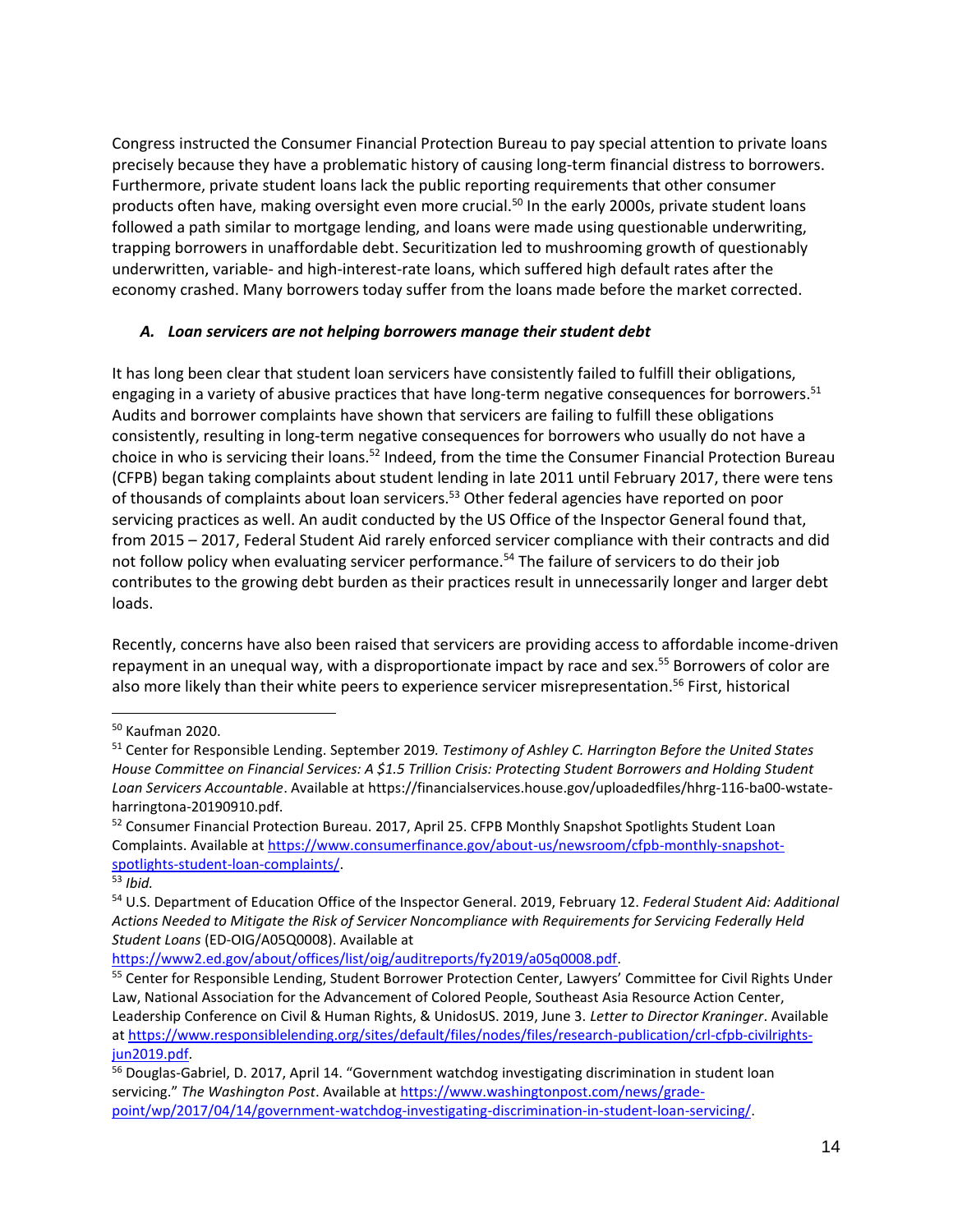Congress instructed the Consumer Financial Protection Bureau to pay special attention to private loans precisely because they have a problematic history of causing long-term financial distress to borrowers. Furthermore, private student loans lack the public reporting requirements that other consumer products often have, making oversight even more crucial.[50] In the early 2000s, private student loans followed a path similar to mortgage lending, and loans were made using questionable underwriting, trapping borrowers in unaffordable debt. Securitization led to mushrooming growth of questionably underwritten, variable- and high-interest-rate loans, which suffered high default rates after the economy crashed. Many borrowers today suffer from the loans made before the market corrected.

### *A. Loan servicers are not helping borrowers manage their student debt*

It has long been clear that student loan servicers have consistently failed to fulfill their obligations, engaging in a variety of abusive practices that have long-term negative consequences for borrowers.[51] Audits and borrower complaints have shown that servicers are failing to fulfill these obligations consistently, resulting in long-term negative consequences for borrowers who usually do not have a choice in who is servicing their loans.[52] Indeed, from the time the Consumer Financial Protection Bureau (CFPB) began taking complaints about student lending in late 2011 until February 2017, there were tens of thousands of complaints about loan servicers.[53] Other federal agencies have reported on poor servicing practices as well. An audit conducted by the US Office of the Inspector General found that, from 2015 – 2017, Federal Student Aid rarely enforced servicer compliance with their contracts and did not follow policy when evaluating servicer performance.[54] The failure of servicers to do their job contributes to the growing debt burden as their practices result in unnecessarily longer and larger debt loads.

Recently, concerns have also been raised that servicers are providing access to affordable income-driven repayment in an unequal way, with a disproportionate impact by race and sex.[55] Borrowers of color are also more likely than their white peers to experience servicer misrepresentation.[56] First, historical

---

[50] Kaufman 2020.

[51] Center for Responsible Lending. September 2019. *Testimony of Ashley C. Harrington Before the United States House Committee on Financial Services: A $1.5 Trillion Crisis: Protecting Student Borrowers and Holding Student Loan Servicers Accountable*. Available at https://financialservices.house.gov/uploadedfiles/hhrg-116-ba00-wstate-harringtona-20190910.pdf.

[52] Consumer Financial Protection Bureau. 2017, April 25. CFPB Monthly Snapshot Spotlights Student Loan Complaints. Available at https://www.consumerfinance.gov/about-us/newsroom/cfpb-monthly-snapshot-spotlights-student-loan-complaints/.

[53] *Ibid.*

[54] U.S. Department of Education Office of the Inspector General. 2019, February 12. *Federal Student Aid: Additional Actions Needed to Mitigate the Risk of Servicer Noncompliance with Requirements for Servicing Federally Held Student Loans* (ED-OIG/A05Q0008). Available at https://www2.ed.gov/about/offices/list/oig/auditreports/fy2019/a05q0008.pdf.

[55] Center for Responsible Lending, Student Borrower Protection Center, Lawyers' Committee for Civil Rights Under Law, National Association for the Advancement of Colored People, Southeast Asia Resource Action Center, Leadership Conference on Civil & Human Rights, & UnidosUS. 2019, June 3. *Letter to Director Kraninger*. Available at https://www.responsiblelending.org/sites/default/files/nodes/files/research-publication/crl-cfpb-civilrights-jun2019.pdf.

[56] Douglas-Gabriel, D. 2017, April 14. "Government watchdog investigating discrimination in student loan servicing." *The Washington Post*. Available at https://www.washingtonpost.com/news/grade-point/wp/2017/04/14/government-watchdog-investigating-discrimination-in-student-loan-servicing/.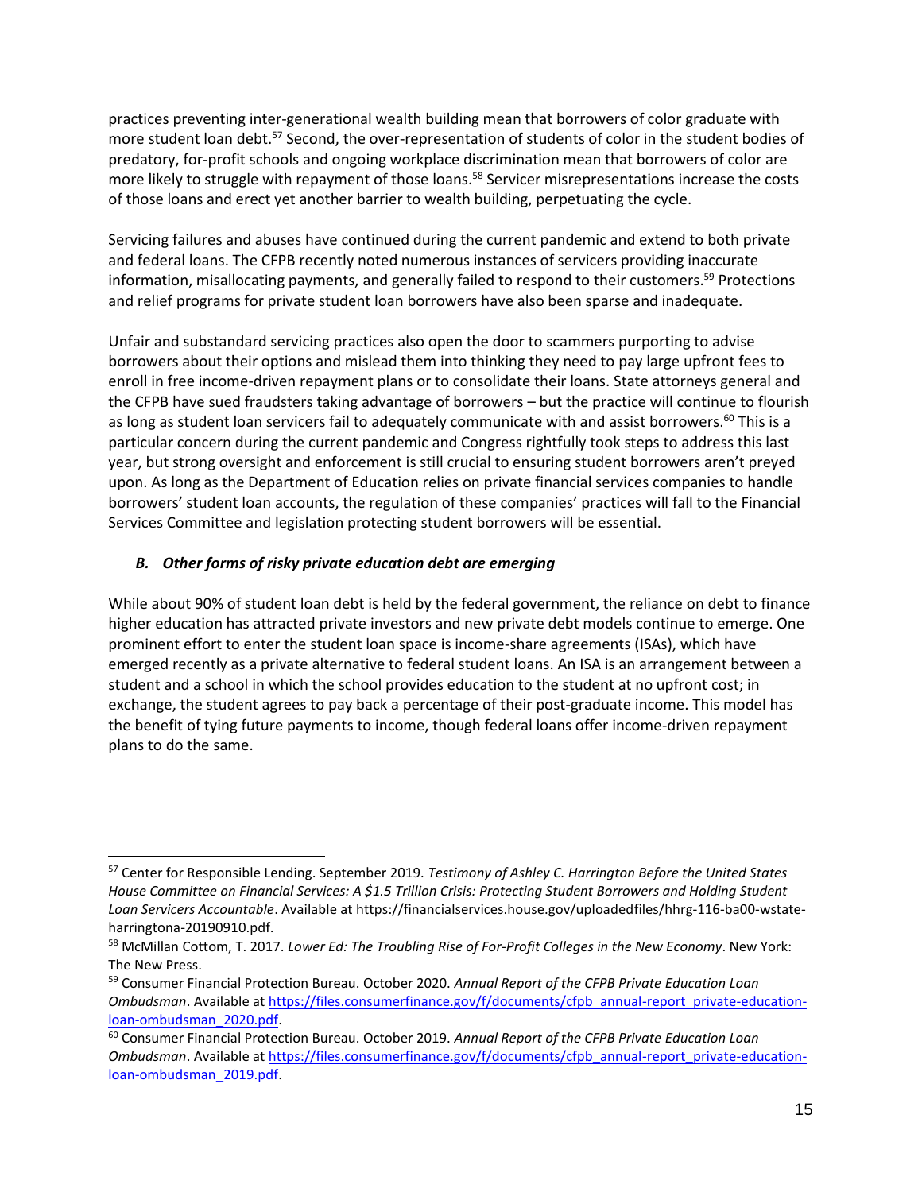practices preventing inter-generational wealth building mean that borrowers of color graduate with more student loan debt.[57] Second, the over-representation of students of color in the student bodies of predatory, for-profit schools and ongoing workplace discrimination mean that borrowers of color are more likely to struggle with repayment of those loans.[58] Servicer misrepresentations increase the costs of those loans and erect yet another barrier to wealth building, perpetuating the cycle.

Servicing failures and abuses have continued during the current pandemic and extend to both private and federal loans. The CFPB recently noted numerous instances of servicers providing inaccurate information, misallocating payments, and generally failed to respond to their customers.[59] Protections and relief programs for private student loan borrowers have also been sparse and inadequate.

Unfair and substandard servicing practices also open the door to scammers purporting to advise borrowers about their options and mislead them into thinking they need to pay large upfront fees to enroll in free income-driven repayment plans or to consolidate their loans. State attorneys general and the CFPB have sued fraudsters taking advantage of borrowers – but the practice will continue to flourish as long as student loan servicers fail to adequately communicate with and assist borrowers.[60] This is a particular concern during the current pandemic and Congress rightfully took steps to address this last year, but strong oversight and enforcement is still crucial to ensuring student borrowers aren't preyed upon. As long as the Department of Education relies on private financial services companies to handle borrowers' student loan accounts, the regulation of these companies' practices will fall to the Financial Services Committee and legislation protecting student borrowers will be essential.

### *B. Other forms of risky private education debt are emerging*

While about 90% of student loan debt is held by the federal government, the reliance on debt to finance higher education has attracted private investors and new private debt models continue to emerge. One prominent effort to enter the student loan space is income-share agreements (ISAs), which have emerged recently as a private alternative to federal student loans. An ISA is an arrangement between a student and a school in which the school provides education to the student at no upfront cost; in exchange, the student agrees to pay back a percentage of their post-graduate income. This model has the benefit of tying future payments to income, though federal loans offer income-driven repayment plans to do the same.

---

[57] Center for Responsible Lending. September 2019. *Testimony of Ashley C. Harrington Before the United States House Committee on Financial Services: A $1.5 Trillion Crisis: Protecting Student Borrowers and Holding Student Loan Servicers Accountable*. Available at https://financialservices.house.gov/uploadedfiles/hhrg-116-ba00-wstate-harringtona-20190910.pdf.

[58] McMillan Cottom, T. 2017. *Lower Ed: The Troubling Rise of For-Profit Colleges in the New Economy*. New York: The New Press.

[59] Consumer Financial Protection Bureau. October 2020. *Annual Report of the CFPB Private Education Loan Ombudsman*. Available at https://files.consumerfinance.gov/f/documents/cfpb_annual-report_private-education-loan-ombudsman_2020.pdf.

[60] Consumer Financial Protection Bureau. October 2019. *Annual Report of the CFPB Private Education Loan Ombudsman*. Available at https://files.consumerfinance.gov/f/documents/cfpb_annual-report_private-education-loan-ombudsman_2019.pdf.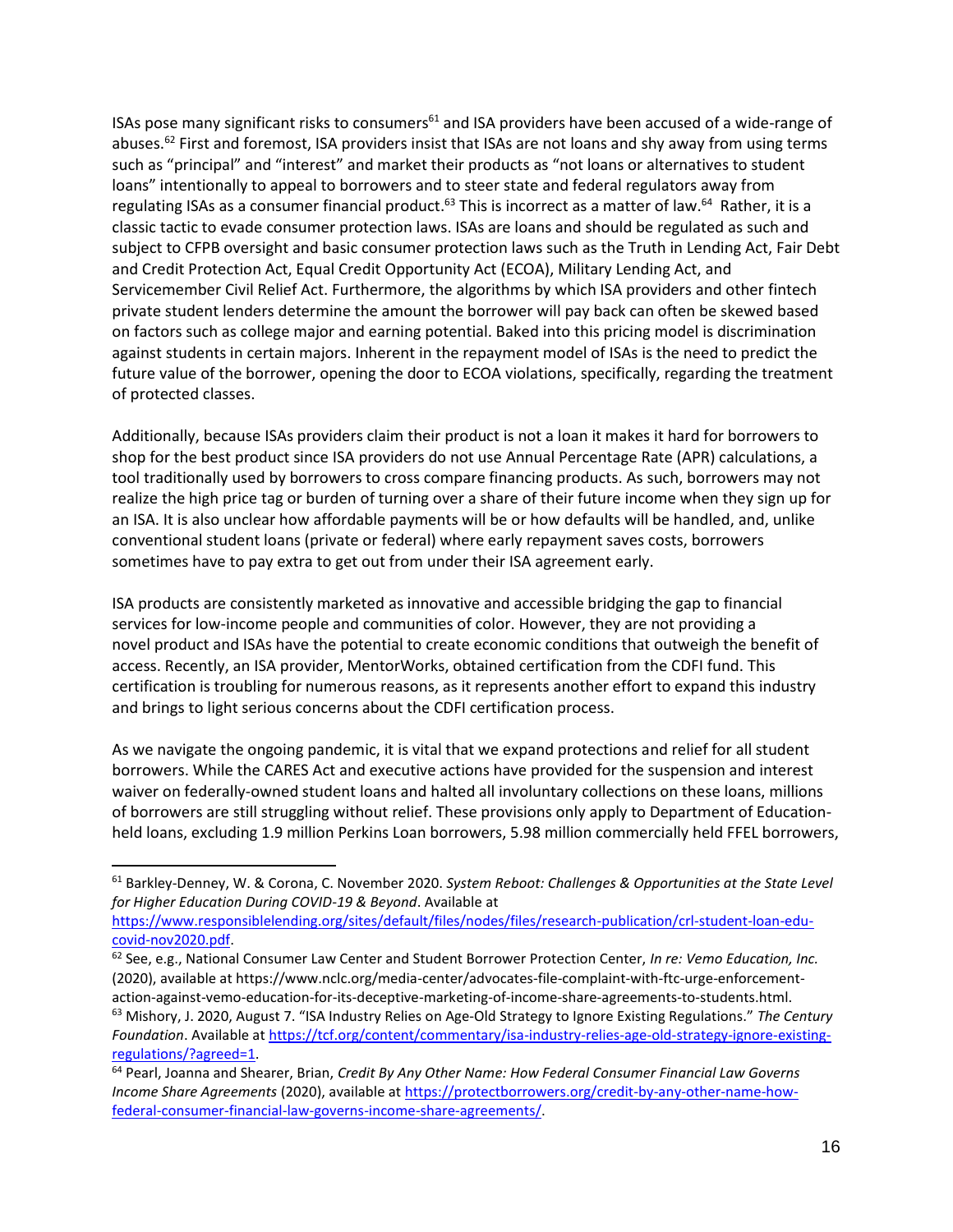ISAs pose many significant risks to consumers[61] and ISA providers have been accused of a wide-range of abuses.[62] First and foremost, ISA providers insist that ISAs are not loans and shy away from using terms such as "principal" and "interest" and market their products as "not loans or alternatives to student loans" intentionally to appeal to borrowers and to steer state and federal regulators away from regulating ISAs as a consumer financial product.[63] This is incorrect as a matter of law.[64] Rather, it is a classic tactic to evade consumer protection laws. ISAs are loans and should be regulated as such and subject to CFPB oversight and basic consumer protection laws such as the Truth in Lending Act, Fair Debt and Credit Protection Act, Equal Credit Opportunity Act (ECOA), Military Lending Act, and Servicemember Civil Relief Act. Furthermore, the algorithms by which ISA providers and other fintech private student lenders determine the amount the borrower will pay back can often be skewed based on factors such as college major and earning potential. Baked into this pricing model is discrimination against students in certain majors. Inherent in the repayment model of ISAs is the need to predict the future value of the borrower, opening the door to ECOA violations, specifically, regarding the treatment of protected classes.

Additionally, because ISAs providers claim their product is not a loan it makes it hard for borrowers to shop for the best product since ISA providers do not use Annual Percentage Rate (APR) calculations, a tool traditionally used by borrowers to cross compare financing products. As such, borrowers may not realize the high price tag or burden of turning over a share of their future income when they sign up for an ISA. It is also unclear how affordable payments will be or how defaults will be handled, and, unlike conventional student loans (private or federal) where early repayment saves costs, borrowers sometimes have to pay extra to get out from under their ISA agreement early.

ISA products are consistently marketed as innovative and accessible bridging the gap to financial services for low-income people and communities of color. However, they are not providing a novel product and ISAs have the potential to create economic conditions that outweigh the benefit of access. Recently, an ISA provider, MentorWorks, obtained certification from the CDFI fund. This certification is troubling for numerous reasons, as it represents another effort to expand this industry and brings to light serious concerns about the CDFI certification process.

As we navigate the ongoing pandemic, it is vital that we expand protections and relief for all student borrowers. While the CARES Act and executive actions have provided for the suspension and interest waiver on federally-owned student loans and halted all involuntary collections on these loans, millions of borrowers are still struggling without relief. These provisions only apply to Department of Education-held loans, excluding 1.9 million Perkins Loan borrowers, 5.98 million commercially held FFEL borrowers,

---

[61] Barkley-Denney, W. & Corona, C. November 2020. *System Reboot: Challenges & Opportunities at the State Level for Higher Education During COVID-19 & Beyond*. Available at https://www.responsiblelending.org/sites/default/files/nodes/files/research-publication/crl-student-loan-edu-covid-nov2020.pdf.

[62] See, e.g., National Consumer Law Center and Student Borrower Protection Center, *In re: Vemo Education, Inc.* (2020), available at https://www.nclc.org/media-center/advocates-file-complaint-with-ftc-urge-enforcement-action-against-vemo-education-for-its-deceptive-marketing-of-income-share-agreements-to-students.html.

[63] Mishory, J. 2020, August 7. "ISA Industry Relies on Age-Old Strategy to Ignore Existing Regulations." *The Century Foundation*. Available at https://tcf.org/content/commentary/isa-industry-relies-age-old-strategy-ignore-existing-regulations/?agreed=1.

[64] Pearl, Joanna and Shearer, Brian, *Credit By Any Other Name: How Federal Consumer Financial Law Governs Income Share Agreements* (2020), available at https://protectborrowers.org/credit-by-any-other-name-how-federal-consumer-financial-law-governs-income-share-agreements/.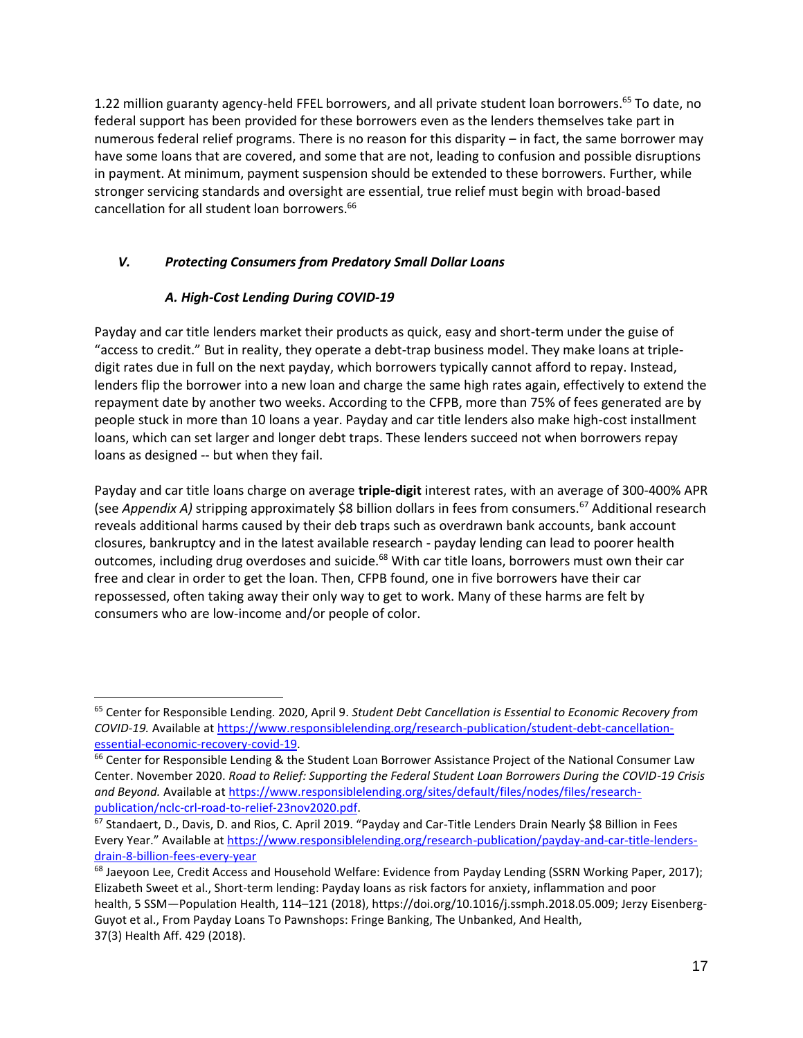1.22 million guaranty agency-held FFEL borrowers, and all private student loan borrowers.[65] To date, no federal support has been provided for these borrowers even as the lenders themselves take part in numerous federal relief programs. There is no reason for this disparity – in fact, the same borrower may have some loans that are covered, and some that are not, leading to confusion and possible disruptions in payment. At minimum, payment suspension should be extended to these borrowers. Further, while stronger servicing standards and oversight are essential, true relief must begin with broad-based cancellation for all student loan borrowers.[66]

## *V. Protecting Consumers from Predatory Small Dollar Loans*

### *A. High-Cost Lending During COVID-19*

Payday and car title lenders market their products as quick, easy and short-term under the guise of "access to credit." But in reality, they operate a debt-trap business model. They make loans at triple-digit rates due in full on the next payday, which borrowers typically cannot afford to repay. Instead, lenders flip the borrower into a new loan and charge the same high rates again, effectively to extend the repayment date by another two weeks. According to the CFPB, more than 75% of fees generated are by people stuck in more than 10 loans a year. Payday and car title lenders also make high-cost installment loans, which can set larger and longer debt traps. These lenders succeed not when borrowers repay loans as designed -- but when they fail.

Payday and car title loans charge on average **triple-digit** interest rates, with an average of 300-400% APR (see *Appendix A)* stripping approximately $8 billion dollars in fees from consumers.[67] Additional research reveals additional harms caused by their deb traps such as overdrawn bank accounts, bank account closures, bankruptcy and in the latest available research - payday lending can lead to poorer health outcomes, including drug overdoses and suicide.[68] With car title loans, borrowers must own their car free and clear in order to get the loan. Then, CFPB found, one in five borrowers have their car repossessed, often taking away their only way to get to work. Many of these harms are felt by consumers who are low-income and/or people of color.

---

[65] Center for Responsible Lending. 2020, April 9. *Student Debt Cancellation is Essential to Economic Recovery from COVID-19.* Available at https://www.responsiblelending.org/research-publication/student-debt-cancellation-essential-economic-recovery-covid-19.

[66] Center for Responsible Lending & the Student Loan Borrower Assistance Project of the National Consumer Law Center. November 2020. *Road to Relief: Supporting the Federal Student Loan Borrowers During the COVID-19 Crisis and Beyond.* Available at https://www.responsiblelending.org/sites/default/files/nodes/files/research-publication/nclc-crl-road-to-relief-23nov2020.pdf.

[67] Standaert, D., Davis, D. and Rios, C. April 2019. "Payday and Car-Title Lenders Drain Nearly $8 Billion in Fees Every Year." Available at https://www.responsiblelending.org/research-publication/payday-and-car-title-lenders-drain-8-billion-fees-every-year

[68] Jaeyoon Lee, Credit Access and Household Welfare: Evidence from Payday Lending (SSRN Working Paper, 2017); Elizabeth Sweet et al., Short-term lending: Payday loans as risk factors for anxiety, inflammation and poor health, 5 SSM—Population Health, 114–121 (2018), https://doi.org/10.1016/j.ssmph.2018.05.009; Jerzy Eisenberg-Guyot et al., From Payday Loans To Pawnshops: Fringe Banking, The Unbanked, And Health, 37(3) Health Aff. 429 (2018).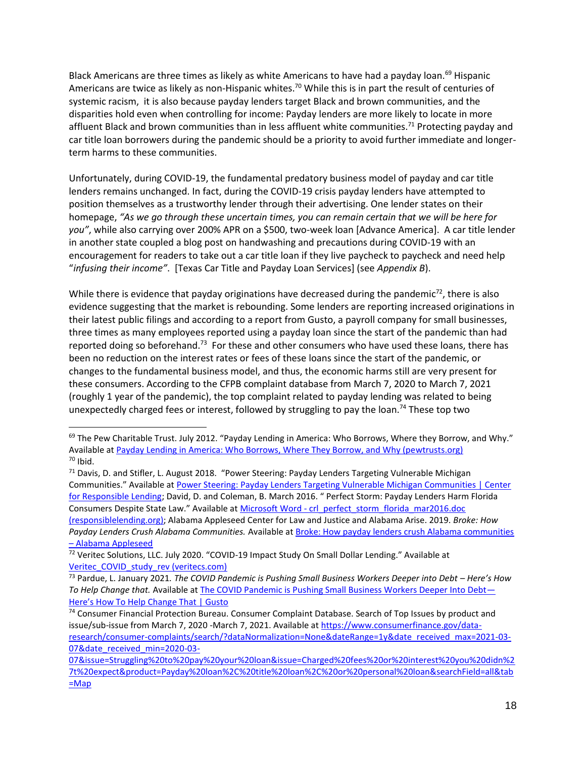Black Americans are three times as likely as white Americans to have had a payday loan.[69] Hispanic Americans are twice as likely as non-Hispanic whites.[70] While this is in part the result of centuries of systemic racism, it is also because payday lenders target Black and brown communities, and the disparities hold even when controlling for income: Payday lenders are more likely to locate in more affluent Black and brown communities than in less affluent white communities.[71] Protecting payday and car title loan borrowers during the pandemic should be a priority to avoid further immediate and longer-term harms to these communities.

Unfortunately, during COVID-19, the fundamental predatory business model of payday and car title lenders remains unchanged. In fact, during the COVID-19 crisis payday lenders have attempted to position themselves as a trustworthy lender through their advertising. One lender states on their homepage, *"As we go through these uncertain times, you can remain certain that we will be here for you"*, while also carrying over 200% APR on a $500, two-week loan [Advance America]. A car title lender in another state coupled a blog post on handwashing and precautions during COVID-19 with an encouragement for readers to take out a car title loan if they live paycheck to paycheck and need help "*infusing their income"*. [Texas Car Title and Payday Loan Services] (see *Appendix B*).

While there is evidence that payday originations have decreased during the pandemic[72], there is also evidence suggesting that the market is rebounding. Some lenders are reporting increased originations in their latest public filings and according to a report from Gusto, a payroll company for small businesses, three times as many employees reported using a payday loan since the start of the pandemic than had reported doing so beforehand.[73] For these and other consumers who have used these loans, there has been no reduction on the interest rates or fees of these loans since the start of the pandemic, or changes to the fundamental business model, and thus, the economic harms still are very present for these consumers. According to the CFPB complaint database from March 7, 2020 to March 7, 2021 (roughly 1 year of the pandemic), the top complaint related to payday lending was related to being unexpectedly charged fees or interest, followed by struggling to pay the loan.[74] These top two

---

[69] The Pew Charitable Trust. July 2012. "Payday Lending in America: Who Borrows, Where they Borrow, and Why." Available at Payday Lending in America: Who Borrows, Where They Borrow, and Why (pewtrusts.org)

[70] Ibid.

[71] Davis, D. and Stifler, L. August 2018. "Power Steering: Payday Lenders Targeting Vulnerable Michigan Communities." Available at Power Steering: Payday Lenders Targeting Vulnerable Michigan Communities | Center for Responsible Lending; David, D. and Coleman, B. March 2016. " Perfect Storm: Payday Lenders Harm Florida Consumers Despite State Law." Available at Microsoft Word - crl_perfect_storm_florida_mar2016.doc (responsiblelending.org); Alabama Appleseed Center for Law and Justice and Alabama Arise. 2019. *Broke: How Payday Lenders Crush Alabama Communities.* Available at Broke: How payday lenders crush Alabama communities – Alabama Appleseed

[72] Veritec Solutions, LLC. July 2020. "COVID-19 Impact Study On Small Dollar Lending." Available at Veritec_COVID_study_rev (veritecs.com)

[73] Pardue, L. January 2021. *The COVID Pandemic is Pushing Small Business Workers Deeper into Debt – Here's How To Help Change that.* Available at The COVID Pandemic is Pushing Small Business Workers Deeper Into Debt—Here's How To Help Change That | Gusto

[74] Consumer Financial Protection Bureau. Consumer Complaint Database. Search of Top Issues by product and issue/sub-issue from March 7, 2020 -March 7, 2021. Available at https://www.consumerfinance.gov/data-research/consumer-complaints/search/?dataNormalization=None&dateRange=1y&date_received_max=2021-03-07&date_received_min=2020-03-07&issue=Struggling%20to%20pay%20your%20loan&issue=Charged%20fees%20or%20interest%20you%20didn%27t%20expect&product=Payday%20loan%2C%20title%20loan%2C%20or%20personal%20loan&searchField=all&tab=Map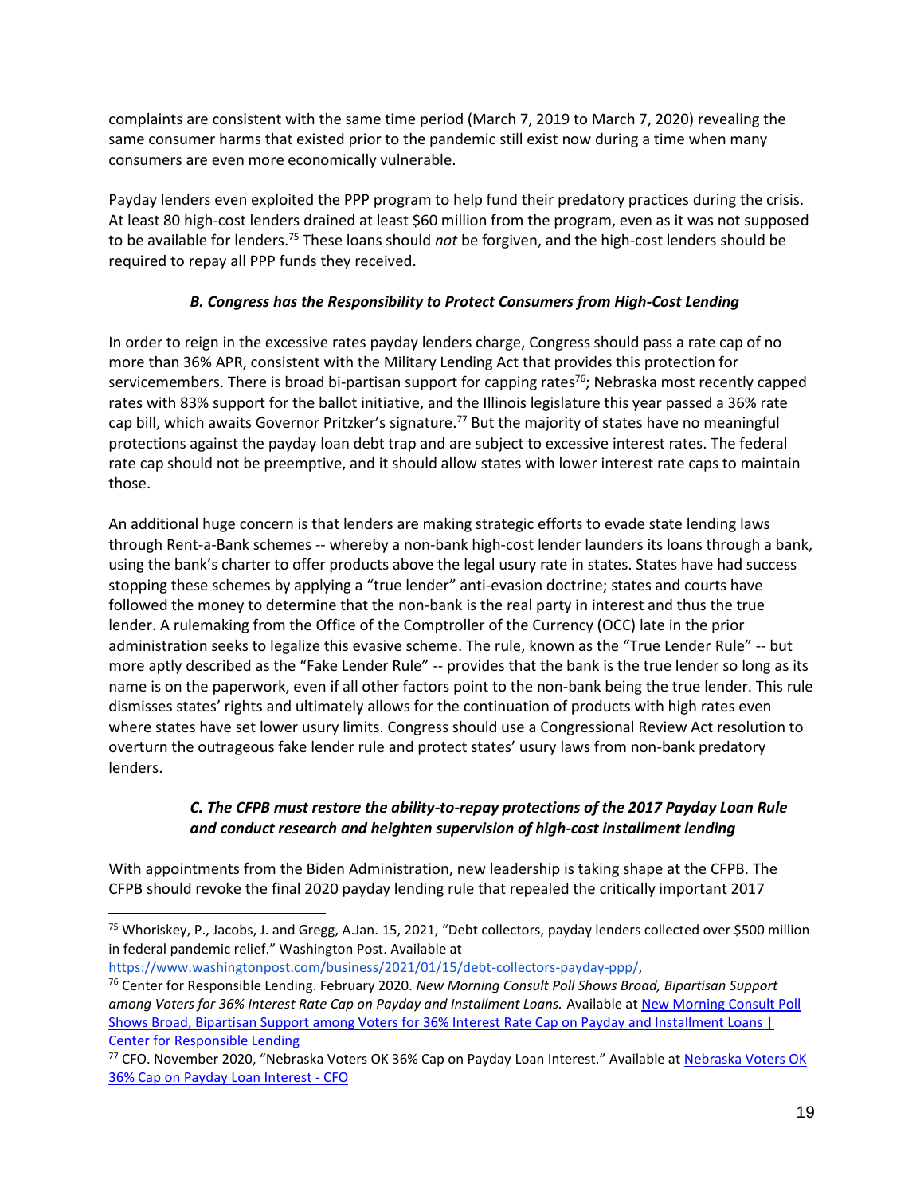complaints are consistent with the same time period (March 7, 2019 to March 7, 2020) revealing the same consumer harms that existed prior to the pandemic still exist now during a time when many consumers are even more economically vulnerable.

Payday lenders even exploited the PPP program to help fund their predatory practices during the crisis. At least 80 high-cost lenders drained at least $60 million from the program, even as it was not supposed to be available for lenders.[75] These loans should *not* be forgiven, and the high-cost lenders should be required to repay all PPP funds they received.

### *B. Congress has the Responsibility to Protect Consumers from High-Cost Lending*

In order to reign in the excessive rates payday lenders charge, Congress should pass a rate cap of no more than 36% APR, consistent with the Military Lending Act that provides this protection for servicemembers. There is broad bi-partisan support for capping rates[76]; Nebraska most recently capped rates with 83% support for the ballot initiative, and the Illinois legislature this year passed a 36% rate cap bill, which awaits Governor Pritzker's signature.[77] But the majority of states have no meaningful protections against the payday loan debt trap and are subject to excessive interest rates. The federal rate cap should not be preemptive, and it should allow states with lower interest rate caps to maintain those.

An additional huge concern is that lenders are making strategic efforts to evade state lending laws through Rent-a-Bank schemes -- whereby a non-bank high-cost lender launders its loans through a bank, using the bank's charter to offer products above the legal usury rate in states. States have had success stopping these schemes by applying a "true lender" anti-evasion doctrine; states and courts have followed the money to determine that the non-bank is the real party in interest and thus the true lender. A rulemaking from the Office of the Comptroller of the Currency (OCC) late in the prior administration seeks to legalize this evasive scheme. The rule, known as the "True Lender Rule" -- but more aptly described as the "Fake Lender Rule" -- provides that the bank is the true lender so long as its name is on the paperwork, even if all other factors point to the non-bank being the true lender. This rule dismisses states' rights and ultimately allows for the continuation of products with high rates even where states have set lower usury limits. Congress should use a Congressional Review Act resolution to overturn the outrageous fake lender rule and protect states' usury laws from non-bank predatory lenders.

### *C. The CFPB must restore the ability-to-repay protections of the 2017 Payday Loan Rule and conduct research and heighten supervision of high-cost installment lending*

With appointments from the Biden Administration, new leadership is taking shape at the CFPB. The CFPB should revoke the final 2020 payday lending rule that repealed the critically important 2017

---

[75] Whoriskey, P., Jacobs, J. and Gregg, A.Jan. 15, 2021, "Debt collectors, payday lenders collected over $500 million in federal pandemic relief." Washington Post. Available at https://www.washingtonpost.com/business/2021/01/15/debt-collectors-payday-ppp/,

[76] Center for Responsible Lending. February 2020. *New Morning Consult Poll Shows Broad, Bipartisan Support among Voters for 36% Interest Rate Cap on Payday and Installment Loans.* Available at New Morning Consult Poll Shows Broad, Bipartisan Support among Voters for 36% Interest Rate Cap on Payday and Installment Loans | Center for Responsible Lending

[77] CFO. November 2020, "Nebraska Voters OK 36% Cap on Payday Loan Interest." Available at Nebraska Voters OK 36% Cap on Payday Loan Interest - CFO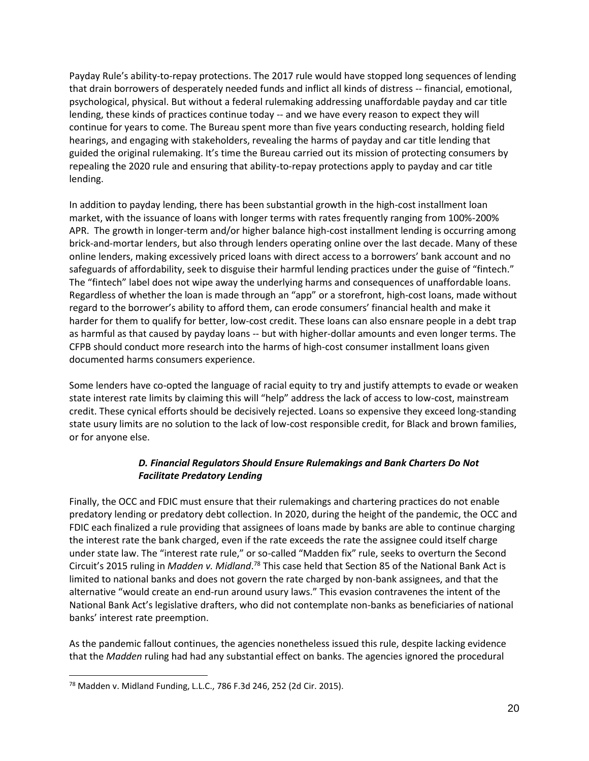Payday Rule's ability-to-repay protections. The 2017 rule would have stopped long sequences of lending that drain borrowers of desperately needed funds and inflict all kinds of distress -- financial, emotional, psychological, physical. But without a federal rulemaking addressing unaffordable payday and car title lending, these kinds of practices continue today -- and we have every reason to expect they will continue for years to come. The Bureau spent more than five years conducting research, holding field hearings, and engaging with stakeholders, revealing the harms of payday and car title lending that guided the original rulemaking. It's time the Bureau carried out its mission of protecting consumers by repealing the 2020 rule and ensuring that ability-to-repay protections apply to payday and car title lending.

In addition to payday lending, there has been substantial growth in the high-cost installment loan market, with the issuance of loans with longer terms with rates frequently ranging from 100%-200% APR. The growth in longer-term and/or higher balance high-cost installment lending is occurring among brick-and-mortar lenders, but also through lenders operating online over the last decade. Many of these online lenders, making excessively priced loans with direct access to a borrowers' bank account and no safeguards of affordability, seek to disguise their harmful lending practices under the guise of "fintech." The "fintech" label does not wipe away the underlying harms and consequences of unaffordable loans. Regardless of whether the loan is made through an "app" or a storefront, high-cost loans, made without regard to the borrower's ability to afford them, can erode consumers' financial health and make it harder for them to qualify for better, low-cost credit. These loans can also ensnare people in a debt trap as harmful as that caused by payday loans -- but with higher-dollar amounts and even longer terms. The CFPB should conduct more research into the harms of high-cost consumer installment loans given documented harms consumers experience.

Some lenders have co-opted the language of racial equity to try and justify attempts to evade or weaken state interest rate limits by claiming this will "help" address the lack of access to low-cost, mainstream credit. These cynical efforts should be decisively rejected. Loans so expensive they exceed long-standing state usury limits are no solution to the lack of low-cost responsible credit, for Black and brown families, or for anyone else.

### *D. Financial Regulators Should Ensure Rulemakings and Bank Charters Do Not Facilitate Predatory Lending*

Finally, the OCC and FDIC must ensure that their rulemakings and chartering practices do not enable predatory lending or predatory debt collection. In 2020, during the height of the pandemic, the OCC and FDIC each finalized a rule providing that assignees of loans made by banks are able to continue charging the interest rate the bank charged, even if the rate exceeds the rate the assignee could itself charge under state law. The "interest rate rule," or so-called "Madden fix" rule, seeks to overturn the Second Circuit's 2015 ruling in *Madden v. Midland*.[78] This case held that Section 85 of the National Bank Act is limited to national banks and does not govern the rate charged by non-bank assignees, and that the alternative "would create an end-run around usury laws." This evasion contravenes the intent of the National Bank Act's legislative drafters, who did not contemplate non-banks as beneficiaries of national banks' interest rate preemption.

As the pandemic fallout continues, the agencies nonetheless issued this rule, despite lacking evidence that the *Madden* ruling had had any substantial effect on banks. The agencies ignored the procedural

[78] Madden v. Midland Funding, L.L.C., 786 F.3d 246, 252 (2d Cir. 2015).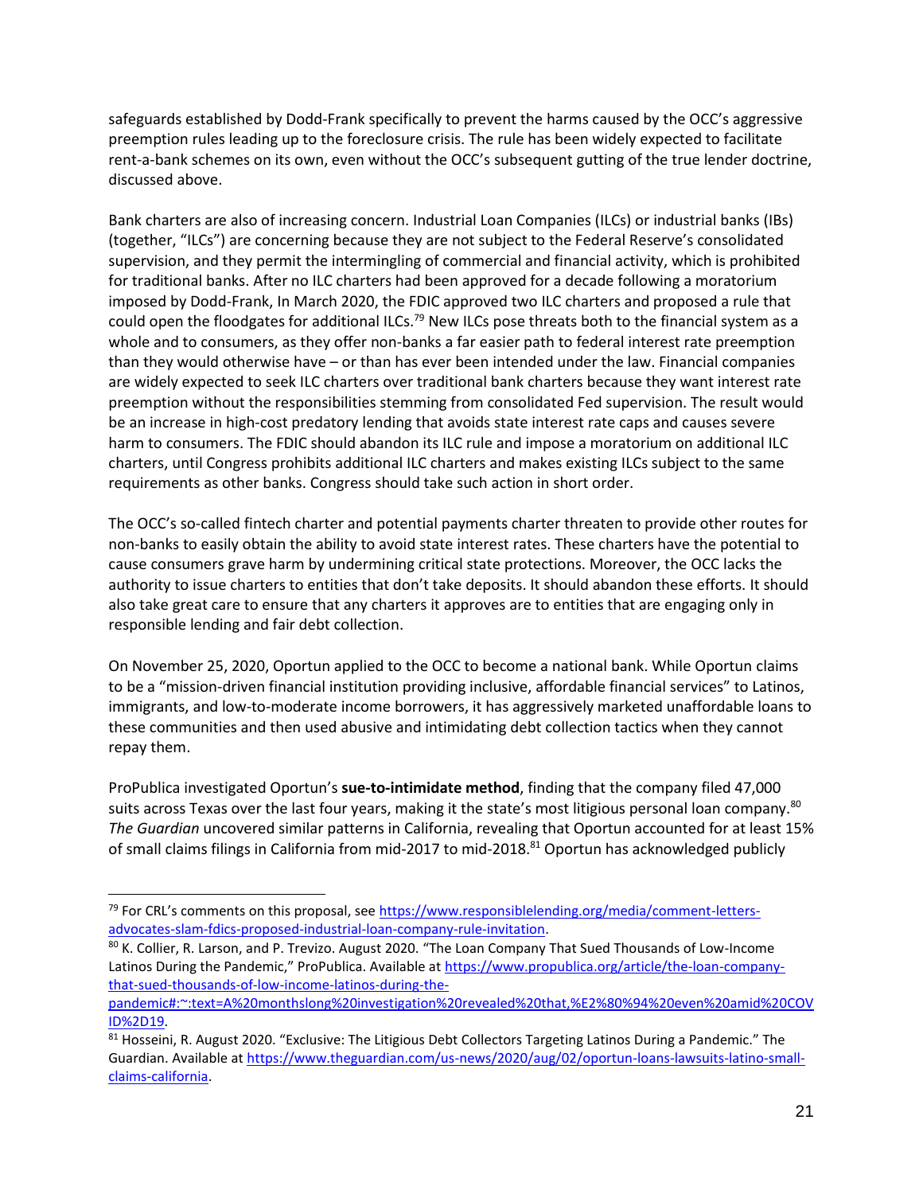safeguards established by Dodd-Frank specifically to prevent the harms caused by the OCC's aggressive preemption rules leading up to the foreclosure crisis. The rule has been widely expected to facilitate rent-a-bank schemes on its own, even without the OCC's subsequent gutting of the true lender doctrine, discussed above.

Bank charters are also of increasing concern. Industrial Loan Companies (ILCs) or industrial banks (IBs) (together, "ILCs") are concerning because they are not subject to the Federal Reserve's consolidated supervision, and they permit the intermingling of commercial and financial activity, which is prohibited for traditional banks. After no ILC charters had been approved for a decade following a moratorium imposed by Dodd-Frank, In March 2020, the FDIC approved two ILC charters and proposed a rule that could open the floodgates for additional ILCs.[79] New ILCs pose threats both to the financial system as a whole and to consumers, as they offer non-banks a far easier path to federal interest rate preemption than they would otherwise have – or than has ever been intended under the law. Financial companies are widely expected to seek ILC charters over traditional bank charters because they want interest rate preemption without the responsibilities stemming from consolidated Fed supervision. The result would be an increase in high-cost predatory lending that avoids state interest rate caps and causes severe harm to consumers. The FDIC should abandon its ILC rule and impose a moratorium on additional ILC charters, until Congress prohibits additional ILC charters and makes existing ILCs subject to the same requirements as other banks. Congress should take such action in short order.

The OCC's so-called fintech charter and potential payments charter threaten to provide other routes for non-banks to easily obtain the ability to avoid state interest rates. These charters have the potential to cause consumers grave harm by undermining critical state protections. Moreover, the OCC lacks the authority to issue charters to entities that don't take deposits. It should abandon these efforts. It should also take great care to ensure that any charters it approves are to entities that are engaging only in responsible lending and fair debt collection.

On November 25, 2020, Oportun applied to the OCC to become a national bank. While Oportun claims to be a "mission-driven financial institution providing inclusive, affordable financial services" to Latinos, immigrants, and low-to-moderate income borrowers, it has aggressively marketed unaffordable loans to these communities and then used abusive and intimidating debt collection tactics when they cannot repay them.

ProPublica investigated Oportun's **sue-to-intimidate method**, finding that the company filed 47,000 suits across Texas over the last four years, making it the state's most litigious personal loan company.[80] *The Guardian* uncovered similar patterns in California, revealing that Oportun accounted for at least 15% of small claims filings in California from mid-2017 to mid-2018.[81] Oportun has acknowledged publicly

---

[79] For CRL's comments on this proposal, see https://www.responsiblelending.org/media/comment-letters-advocates-slam-fdics-proposed-industrial-loan-company-rule-invitation.

[80] K. Collier, R. Larson, and P. Trevizo. August 2020. "The Loan Company That Sued Thousands of Low-Income Latinos During the Pandemic," ProPublica. Available at https://www.propublica.org/article/the-loan-company-that-sued-thousands-of-low-income-latinos-during-the-pandemic#:~:text=A%20monthslong%20investigation%20revealed%20that,%E2%80%94%20even%20amid%20COVID%2D19.

[81] Hosseini, R. August 2020. "Exclusive: The Litigious Debt Collectors Targeting Latinos During a Pandemic." The Guardian. Available at https://www.theguardian.com/us-news/2020/aug/02/oportun-loans-lawsuits-latino-small-claims-california.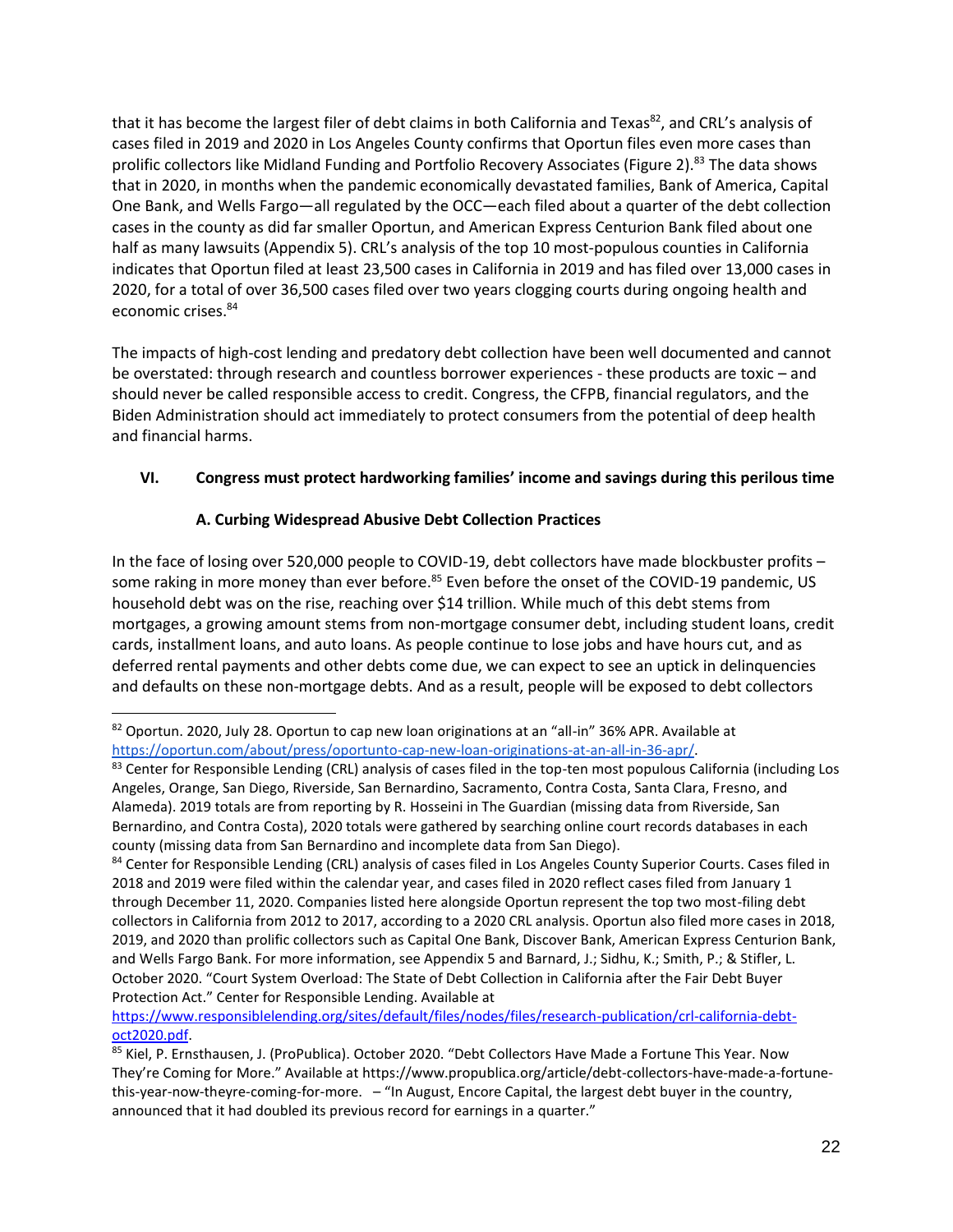that it has become the largest filer of debt claims in both California and Texas[82], and CRL's analysis of cases filed in 2019 and 2020 in Los Angeles County confirms that Oportun files even more cases than prolific collectors like Midland Funding and Portfolio Recovery Associates (Figure 2).[83] The data shows that in 2020, in months when the pandemic economically devastated families, Bank of America, Capital One Bank, and Wells Fargo—all regulated by the OCC—each filed about a quarter of the debt collection cases in the county as did far smaller Oportun, and American Express Centurion Bank filed about one half as many lawsuits (Appendix 5). CRL's analysis of the top 10 most-populous counties in California indicates that Oportun filed at least 23,500 cases in California in 2019 and has filed over 13,000 cases in 2020, for a total of over 36,500 cases filed over two years clogging courts during ongoing health and economic crises.[84]

The impacts of high-cost lending and predatory debt collection have been well documented and cannot be overstated: through research and countless borrower experiences - these products are toxic – and should never be called responsible access to credit. Congress, the CFPB, financial regulators, and the Biden Administration should act immediately to protect consumers from the potential of deep health and financial harms.

## VI. Congress must protect hardworking families' income and savings during this perilous time

### A. Curbing Widespread Abusive Debt Collection Practices

In the face of losing over 520,000 people to COVID-19, debt collectors have made blockbuster profits – some raking in more money than ever before.[85] Even before the onset of the COVID-19 pandemic, US household debt was on the rise, reaching over $14 trillion. While much of this debt stems from mortgages, a growing amount stems from non-mortgage consumer debt, including student loans, credit cards, installment loans, and auto loans. As people continue to lose jobs and have hours cut, and as deferred rental payments and other debts come due, we can expect to see an uptick in delinquencies and defaults on these non-mortgage debts. And as a result, people will be exposed to debt collectors

---

[82] Oportun. 2020, July 28. Oportun to cap new loan originations at an "all-in" 36% APR. Available at https://oportun.com/about/press/oportunto-cap-new-loan-originations-at-an-all-in-36-apr/.

[83] Center for Responsible Lending (CRL) analysis of cases filed in the top-ten most populous California (including Los Angeles, Orange, San Diego, Riverside, San Bernardino, Sacramento, Contra Costa, Santa Clara, Fresno, and Alameda). 2019 totals are from reporting by R. Hosseini in The Guardian (missing data from Riverside, San Bernardino, and Contra Costa), 2020 totals were gathered by searching online court records databases in each county (missing data from San Bernardino and incomplete data from San Diego).

[84] Center for Responsible Lending (CRL) analysis of cases filed in Los Angeles County Superior Courts. Cases filed in 2018 and 2019 were filed within the calendar year, and cases filed in 2020 reflect cases filed from January 1 through December 11, 2020. Companies listed here alongside Oportun represent the top two most-filing debt collectors in California from 2012 to 2017, according to a 2020 CRL analysis. Oportun also filed more cases in 2018, 2019, and 2020 than prolific collectors such as Capital One Bank, Discover Bank, American Express Centurion Bank, and Wells Fargo Bank. For more information, see Appendix 5 and Barnard, J.; Sidhu, K.; Smith, P.; & Stifler, L. October 2020. "Court System Overload: The State of Debt Collection in California after the Fair Debt Buyer Protection Act." Center for Responsible Lending. Available at https://www.responsiblelending.org/sites/default/files/nodes/files/research-publication/crl-california-debt-oct2020.pdf.

[85] Kiel, P. Ernsthausen, J. (ProPublica). October 2020. "Debt Collectors Have Made a Fortune This Year. Now They're Coming for More." Available at https://www.propublica.org/article/debt-collectors-have-made-a-fortune-this-year-now-theyre-coming-for-more. – "In August, Encore Capital, the largest debt buyer in the country, announced that it had doubled its previous record for earnings in a quarter."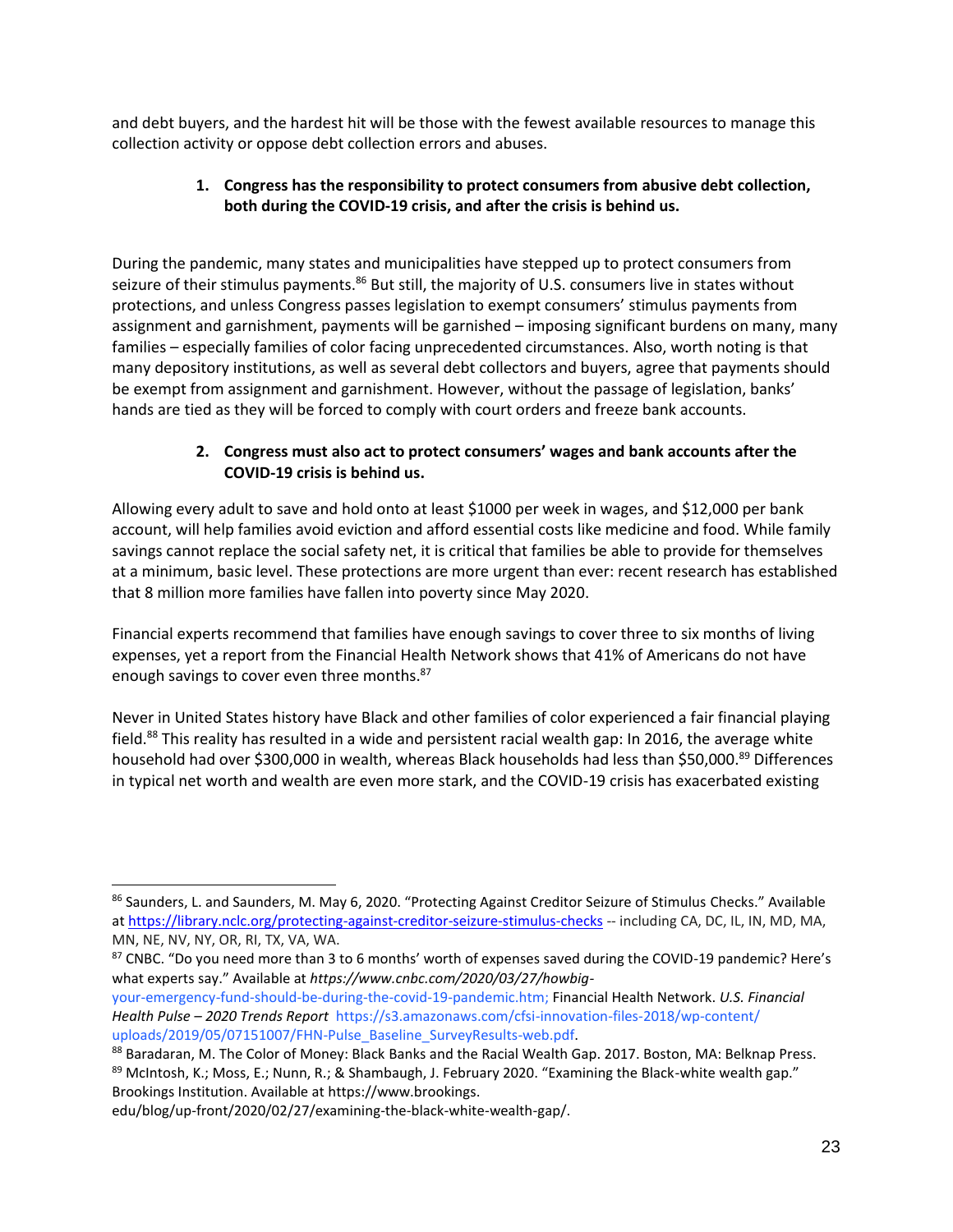and debt buyers, and the hardest hit will be those with the fewest available resources to manage this collection activity or oppose debt collection errors and abuses.

1. **Congress has the responsibility to protect consumers from abusive debt collection, both during the COVID-19 crisis, and after the crisis is behind us.**

During the pandemic, many states and municipalities have stepped up to protect consumers from seizure of their stimulus payments.[86] But still, the majority of U.S. consumers live in states without protections, and unless Congress passes legislation to exempt consumers' stimulus payments from assignment and garnishment, payments will be garnished – imposing significant burdens on many, many families – especially families of color facing unprecedented circumstances. Also, worth noting is that many depository institutions, as well as several debt collectors and buyers, agree that payments should be exempt from assignment and garnishment. However, without the passage of legislation, banks' hands are tied as they will be forced to comply with court orders and freeze bank accounts.

2. **Congress must also act to protect consumers' wages and bank accounts after the COVID-19 crisis is behind us.**

Allowing every adult to save and hold onto at least $1000 per week in wages, and $12,000 per bank account, will help families avoid eviction and afford essential costs like medicine and food. While family savings cannot replace the social safety net, it is critical that families be able to provide for themselves at a minimum, basic level. These protections are more urgent than ever: recent research has established that 8 million more families have fallen into poverty since May 2020.

Financial experts recommend that families have enough savings to cover three to six months of living expenses, yet a report from the Financial Health Network shows that 41% of Americans do not have enough savings to cover even three months.[87]

Never in United States history have Black and other families of color experienced a fair financial playing field.[88] This reality has resulted in a wide and persistent racial wealth gap: In 2016, the average white household had over $300,000 in wealth, whereas Black households had less than $50,000.[89] Differences in typical net worth and wealth are even more stark, and the COVID-19 crisis has exacerbated existing

---

[86] Saunders, L. and Saunders, M. May 6, 2020. "Protecting Against Creditor Seizure of Stimulus Checks." Available at https://library.nclc.org/protecting-against-creditor-seizure-stimulus-checks -- including CA, DC, IL, IN, MD, MA, MN, NE, NV, NY, OR, RI, TX, VA, WA.

[87] CNBC. "Do you need more than 3 to 6 months' worth of expenses saved during the COVID-19 pandemic? Here's what experts say." Available at *https://www.cnbc.com/2020/03/27/howbig-your-emergency-fund-should-be-during-the-covid-19-pandemic.htm;* Financial Health Network. *U.S. Financial Health Pulse – 2020 Trends Report* https://s3.amazonaws.com/cfsi-innovation-files-2018/wp-content/uploads/2019/05/07151007/FHN-Pulse_Baseline_SurveyResults-web.pdf.

[88] Baradaran, M. The Color of Money: Black Banks and the Racial Wealth Gap. 2017. Boston, MA: Belknap Press.

[89] McIntosh, K.; Moss, E.; Nunn, R.; & Shambaugh, J. February 2020. "Examining the Black-white wealth gap." Brookings Institution. Available at https://www.brookings.edu/blog/up-front/2020/02/27/examining-the-black-white-wealth-gap/.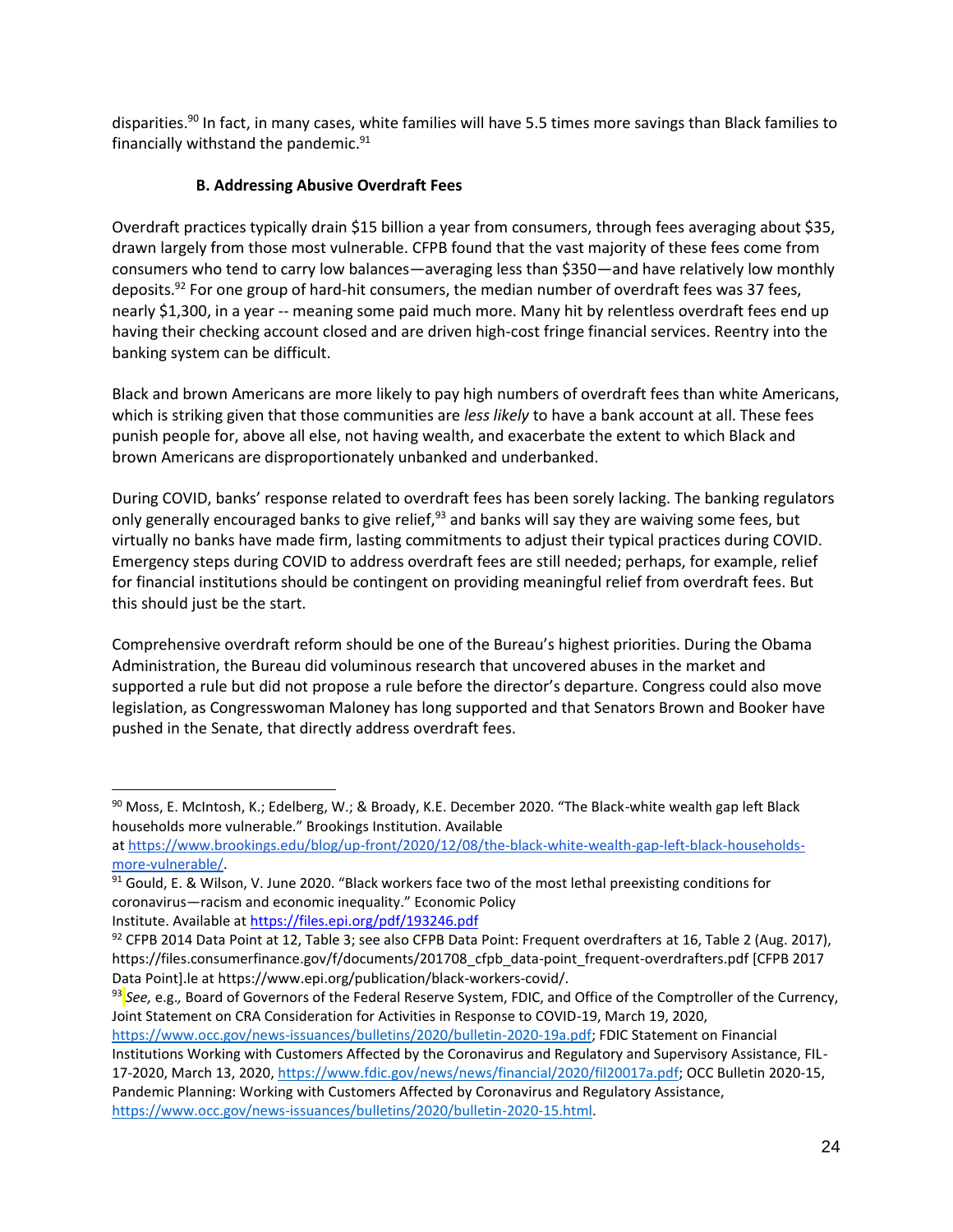disparities.[90] In fact, in many cases, white families will have 5.5 times more savings than Black families to financially withstand the pandemic.[91]

### B. Addressing Abusive Overdraft Fees

Overdraft practices typically drain $15 billion a year from consumers, through fees averaging about $35, drawn largely from those most vulnerable. CFPB found that the vast majority of these fees come from consumers who tend to carry low balances—averaging less than $350—and have relatively low monthly deposits.[92] For one group of hard-hit consumers, the median number of overdraft fees was 37 fees, nearly $1,300, in a year -- meaning some paid much more. Many hit by relentless overdraft fees end up having their checking account closed and are driven high-cost fringe financial services. Reentry into the banking system can be difficult.

Black and brown Americans are more likely to pay high numbers of overdraft fees than white Americans, which is striking given that those communities are *less likely* to have a bank account at all. These fees punish people for, above all else, not having wealth, and exacerbate the extent to which Black and brown Americans are disproportionately unbanked and underbanked.

During COVID, banks' response related to overdraft fees has been sorely lacking. The banking regulators only generally encouraged banks to give relief,[93] and banks will say they are waiving some fees, but virtually no banks have made firm, lasting commitments to adjust their typical practices during COVID. Emergency steps during COVID to address overdraft fees are still needed; perhaps, for example, relief for financial institutions should be contingent on providing meaningful relief from overdraft fees. But this should just be the start.

Comprehensive overdraft reform should be one of the Bureau's highest priorities. During the Obama Administration, the Bureau did voluminous research that uncovered abuses in the market and supported a rule but did not propose a rule before the director's departure. Congress could also move legislation, as Congresswoman Maloney has long supported and that Senators Brown and Booker have pushed in the Senate, that directly address overdraft fees.

---

[90] Moss, E. McIntosh, K.; Edelberg, W.; & Broady, K.E. December 2020. "The Black-white wealth gap left Black households more vulnerable." Brookings Institution. Available at https://www.brookings.edu/blog/up-front/2020/12/08/the-black-white-wealth-gap-left-black-households-more-vulnerable/.

[91] Gould, E. & Wilson, V. June 2020. "Black workers face two of the most lethal preexisting conditions for coronavirus—racism and economic inequality." Economic Policy Institute. Available at https://files.epi.org/pdf/193246.pdf

[92] CFPB 2014 Data Point at 12, Table 3; see also CFPB Data Point: Frequent overdrafters at 16, Table 2 (Aug. 2017), https://files.consumerfinance.gov/f/documents/201708_cfpb_data-point_frequent-overdrafters.pdf [CFPB 2017 Data Point].le at https://www.epi.org/publication/black-workers-covid/.

[93] *See,* e.g.*,* Board of Governors of the Federal Reserve System, FDIC, and Office of the Comptroller of the Currency, Joint Statement on CRA Consideration for Activities in Response to COVID-19, March 19, 2020, https://www.occ.gov/news-issuances/bulletins/2020/bulletin-2020-19a.pdf; FDIC Statement on Financial Institutions Working with Customers Affected by the Coronavirus and Regulatory and Supervisory Assistance, FIL-17-2020, March 13, 2020, https://www.fdic.gov/news/news/financial/2020/fil20017a.pdf; OCC Bulletin 2020-15, Pandemic Planning: Working with Customers Affected by Coronavirus and Regulatory Assistance, https://www.occ.gov/news-issuances/bulletins/2020/bulletin-2020-15.html.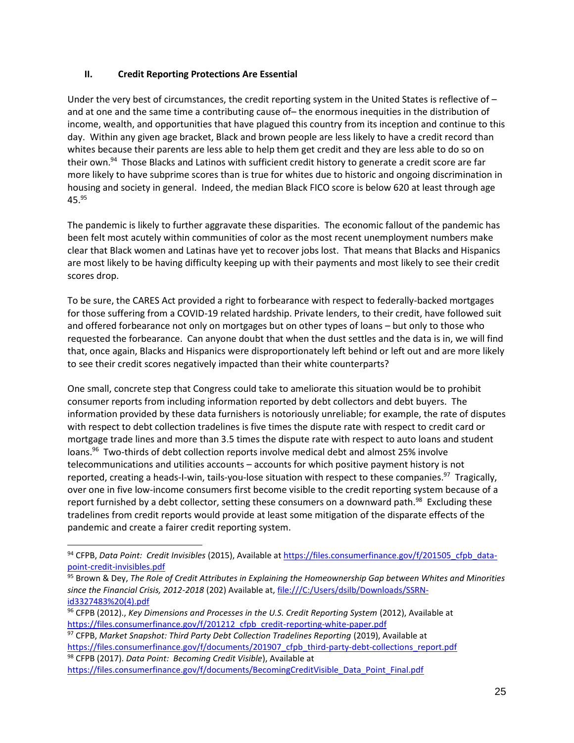## II. Credit Reporting Protections Are Essential

Under the very best of circumstances, the credit reporting system in the United States is reflective of – and at one and the same time a contributing cause of– the enormous inequities in the distribution of income, wealth, and opportunities that have plagued this country from its inception and continue to this day. Within any given age bracket, Black and brown people are less likely to have a credit record than whites because their parents are less able to help them get credit and they are less able to do so on their own.[94] Those Blacks and Latinos with sufficient credit history to generate a credit score are far more likely to have subprime scores than is true for whites due to historic and ongoing discrimination in housing and society in general. Indeed, the median Black FICO score is below 620 at least through age 45.[95]

The pandemic is likely to further aggravate these disparities. The economic fallout of the pandemic has been felt most acutely within communities of color as the most recent unemployment numbers make clear that Black women and Latinas have yet to recover jobs lost. That means that Blacks and Hispanics are most likely to be having difficulty keeping up with their payments and most likely to see their credit scores drop.

To be sure, the CARES Act provided a right to forbearance with respect to federally-backed mortgages for those suffering from a COVID-19 related hardship. Private lenders, to their credit, have followed suit and offered forbearance not only on mortgages but on other types of loans – but only to those who requested the forbearance. Can anyone doubt that when the dust settles and the data is in, we will find that, once again, Blacks and Hispanics were disproportionately left behind or left out and are more likely to see their credit scores negatively impacted than their white counterparts?

One small, concrete step that Congress could take to ameliorate this situation would be to prohibit consumer reports from including information reported by debt collectors and debt buyers. The information provided by these data furnishers is notoriously unreliable; for example, the rate of disputes with respect to debt collection tradelines is five times the dispute rate with respect to credit card or mortgage trade lines and more than 3.5 times the dispute rate with respect to auto loans and student loans.[96] Two-thirds of debt collection reports involve medical debt and almost 25% involve telecommunications and utilities accounts – accounts for which positive payment history is not reported, creating a heads-I-win, tails-you-lose situation with respect to these companies.[97] Tragically, over one in five low-income consumers first become visible to the credit reporting system because of a report furnished by a debt collector, setting these consumers on a downward path.[98] Excluding these tradelines from credit reports would provide at least some mitigation of the disparate effects of the pandemic and create a fairer credit reporting system.

---

[94] CFPB, *Data Point: Credit Invisibles* (2015), Available at https://files.consumerfinance.gov/f/201505_cfpb_data-point-credit-invisibles.pdf

[95] Brown & Dey, *The Role of Credit Attributes in Explaining the Homeownership Gap between Whites and Minorities since the Financial Crisis, 2012-2018* (202) Available at, file:///C:/Users/dsilb/Downloads/SSRN-id3327483%20(4).pdf

[96] CFPB (2012)., *Key Dimensions and Processes in the U.S. Credit Reporting System* (2012), Available at https://files.consumerfinance.gov/f/201212_cfpb_credit-reporting-white-paper.pdf

[97] CFPB, *Market Snapshot: Third Party Debt Collection Tradelines Reporting* (2019), Available at https://files.consumerfinance.gov/f/documents/201907_cfpb_third-party-debt-collections_report.pdf

[98] CFPB (2017). *Data Point: Becoming Credit Visible*), Available at https://files.consumerfinance.gov/f/documents/BecomingCreditVisible_Data_Point_Final.pdf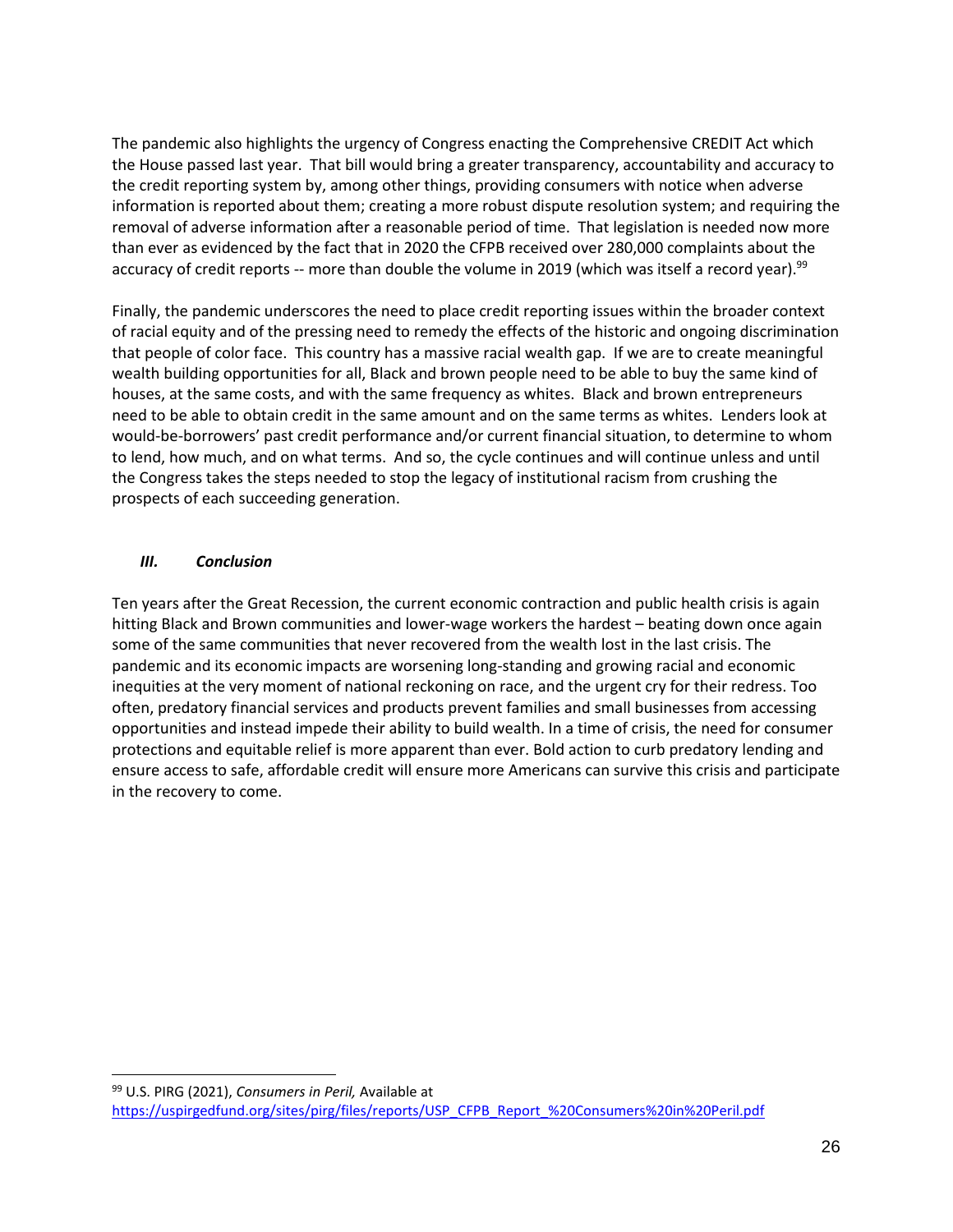The pandemic also highlights the urgency of Congress enacting the Comprehensive CREDIT Act which the House passed last year. That bill would bring a greater transparency, accountability and accuracy to the credit reporting system by, among other things, providing consumers with notice when adverse information is reported about them; creating a more robust dispute resolution system; and requiring the removal of adverse information after a reasonable period of time. That legislation is needed now more than ever as evidenced by the fact that in 2020 the CFPB received over 280,000 complaints about the accuracy of credit reports -- more than double the volume in 2019 (which was itself a record year).[99]

Finally, the pandemic underscores the need to place credit reporting issues within the broader context of racial equity and of the pressing need to remedy the effects of the historic and ongoing discrimination that people of color face. This country has a massive racial wealth gap. If we are to create meaningful wealth building opportunities for all, Black and brown people need to be able to buy the same kind of houses, at the same costs, and with the same frequency as whites. Black and brown entrepreneurs need to be able to obtain credit in the same amount and on the same terms as whites. Lenders look at would-be-borrowers' past credit performance and/or current financial situation, to determine to whom to lend, how much, and on what terms. And so, the cycle continues and will continue unless and until the Congress takes the steps needed to stop the legacy of institutional racism from crushing the prospects of each succeeding generation.

## ***III. Conclusion***

Ten years after the Great Recession, the current economic contraction and public health crisis is again hitting Black and Brown communities and lower-wage workers the hardest – beating down once again some of the same communities that never recovered from the wealth lost in the last crisis. The pandemic and its economic impacts are worsening long-standing and growing racial and economic inequities at the very moment of national reckoning on race, and the urgent cry for their redress. Too often, predatory financial services and products prevent families and small businesses from accessing opportunities and instead impede their ability to build wealth. In a time of crisis, the need for consumer protections and equitable relief is more apparent than ever. Bold action to curb predatory lending and ensure access to safe, affordable credit will ensure more Americans can survive this crisis and participate in the recovery to come.

---

[99] U.S. PIRG (2021), *Consumers in Peril,* Available at https://uspirgedfund.org/sites/pirg/files/reports/USP_CFPB_Report_%20Consumers%20in%20Peril.pdf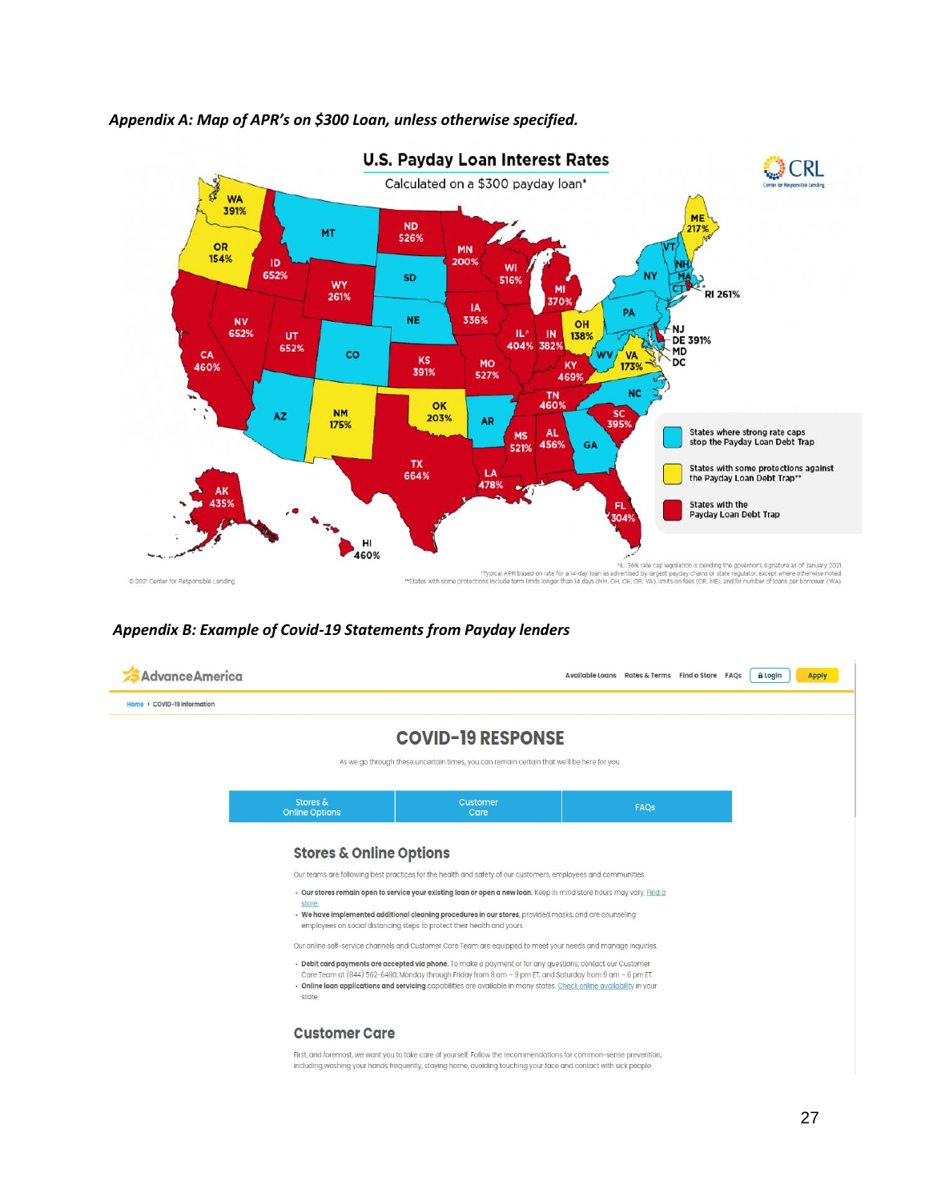*Appendix A: Map of APR's on $300 Loan, unless otherwise specified.*

**U.S. Payday Loan Interest Rates**

Calculated on a $300 payday loan*

WA 391%, OR 154%, MT, ID 652%, WY 261%, ND 526%, SD, MN 200%, WI 516%, MI 370%, NE, IA 336%, NV 652%, UT 652%, CO, KS 391%, MO 527%, IL^ 404%, IN 382%, OH 138%, PA, NY, VT, NH, ME 217%, MA, CT, RI 261%, NJ, DE 391%, MD, DC, WV, VA 173%, KY 469%, CA 460%, AZ, NM 175%, OK 203%, AR, TN 460%, NC, SC 395%, TX 664%, LA 478%, MS 521%, AL 456%, GA, FL 304%, AK 435%, HI 460%

- States where strong rate caps stop the Payday Loan Debt Trap
- States with some protections against the Payday Loan Debt Trap**
- States with the Payday Loan Debt Trap

^IL: 36% rate cap legislation is pending the governor's signature as of January 2021

*Typical APR based on rate for a 14-day loan as advertised by largest payday chains or state regulator, except where otherwise noted.

**States with some protections include term limits longer than 14 days (NM, OH, OK, OR, VA), limits on fees (OR, ME), and/or number of loans per borrower (WA).

© 2021 Center for Responsible Lending

*Appendix B: Example of Covid-19 Statements from Payday lenders*

AdvanceAmerica — Available Loans | Rates & Terms | Find a Store | FAQs | Login | Apply

Home > COVID-19 Information

## COVID-19 RESPONSE

As we go through these uncertain times, you can remain certain that we'll be here for you.

Stores & Online Options | Customer Care | FAQs

### Stores & Online Options

Our teams are following best practices for the health and safety of our customers, employees and communities.

- **Our stores remain open to service your existing loan or open a new loan.** Keep in mind store hours may vary. Find a store.
- **We have implemented additional cleaning procedures in our stores,** provided masks, and are counseling employees on social distancing steps to protect their health and yours.

Our online self-service channels and Customer Care Team are equipped to meet your needs and manage inquiries.

- **Debit card payments are accepted via phone.** To make a payment or for any questions, contact our Customer Care Team at (844) 562-6480, Monday through Friday from 8 am – 9 pm ET, and Saturday from 9 am – 6 pm ET.
- **Online loan applications and servicing** capabilities are available in many states. Check online availability in your state.

### Customer Care

First, and foremost, we want you to take care of yourself. Follow the recommendations for common-sense prevention, including washing your hands frequently, staying home, avoiding touching your face and contact with sick people.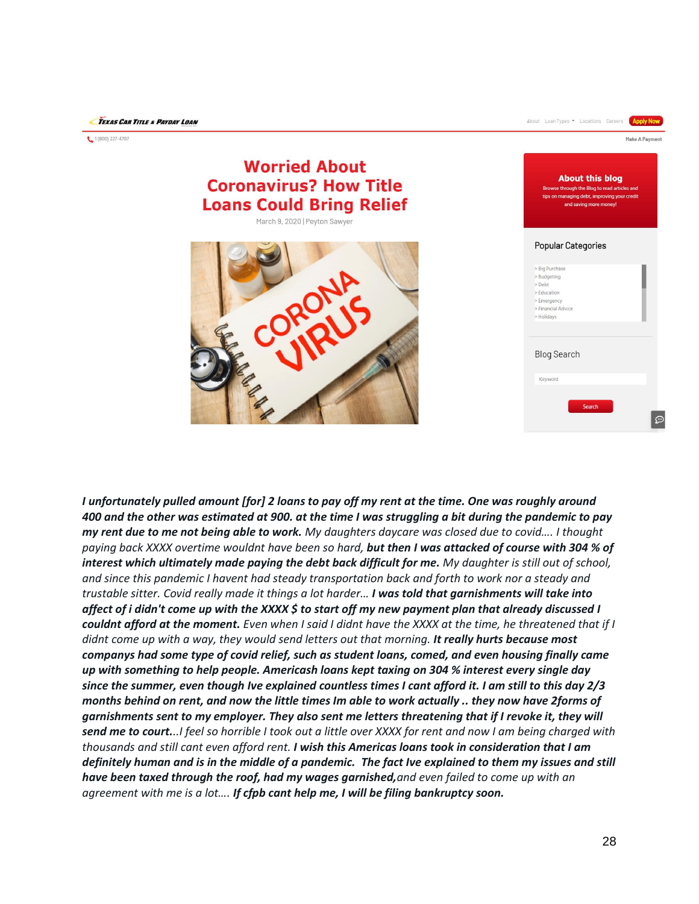Texas Car Title & Payday Loan

About | Loan Types | Locations | Careers | Apply Now

1 (800) 227-4707 | Make A Payment

# Worried About Coronavirus? How Title Loans Could Bring Relief

March 9, 2020 | Peyton Sawyer

CORONA VIRUS

**About this blog**

Browse through the Blog to read articles and tips on managing debt, improving your credit and saving more money!

Popular Categories

- > Big Purchase
- > Budgeting
- > Debt
- > Education
- > Emergency
- > Financial Advice
- > Holidays

Blog Search

Keyword

Search

***I unfortunately pulled amount [for] 2 loans to pay off my rent at the time. One was roughly around 400 and the other was estimated at 900. at the time I was struggling a bit during the pandemic to pay my rent due to me not being able to work.*** *My daughters daycare was closed due to covid.... I thought paying back XXXX overtime wouldnt have been so hard,* ***but then I was attacked of course with 304 % of interest which ultimately made paying the debt back difficult for me.*** *My daughter is still out of school, and since this pandemic I havent had steady transportation back and forth to work nor a steady and trustable sitter. Covid really made it things a lot harder...* ***I was told that garnishments will take into affect of i didn't come up with the XXXX $ to start off my new payment plan that already discussed I couldnt afford at the moment.*** *Even when I said I didnt have the XXXX at the time, he threatened that if I didnt come up with a way, they would send letters out that morning.* ***It really hurts because most companys had some type of covid relief, such as student loans, comed, and even housing finally came up with something to help people. Americash loans kept taxing on 304 % interest every single day since the summer, even though Ive explained countless times I cant afford it. I am still to this day 2/3 months behind on rent, and now the little times Im able to work actually .. they now have 2forms of garnishments sent to my employer. They also sent me letters threatening that if I revoke it, they will send me to court.****..I feel so horrible I took out a little over XXXX for rent and now I am being charged with thousands and still cant even afford rent.* ***I wish this Americas loans took in consideration that I am definitely human and is in the middle of a pandemic. The fact Ive explained to them my issues and still have been taxed through the roof, had my wages garnished,****and even failed to come up with an agreement with me is a lot....* ***If cfpb cant help me, I will be filing bankruptcy soon.***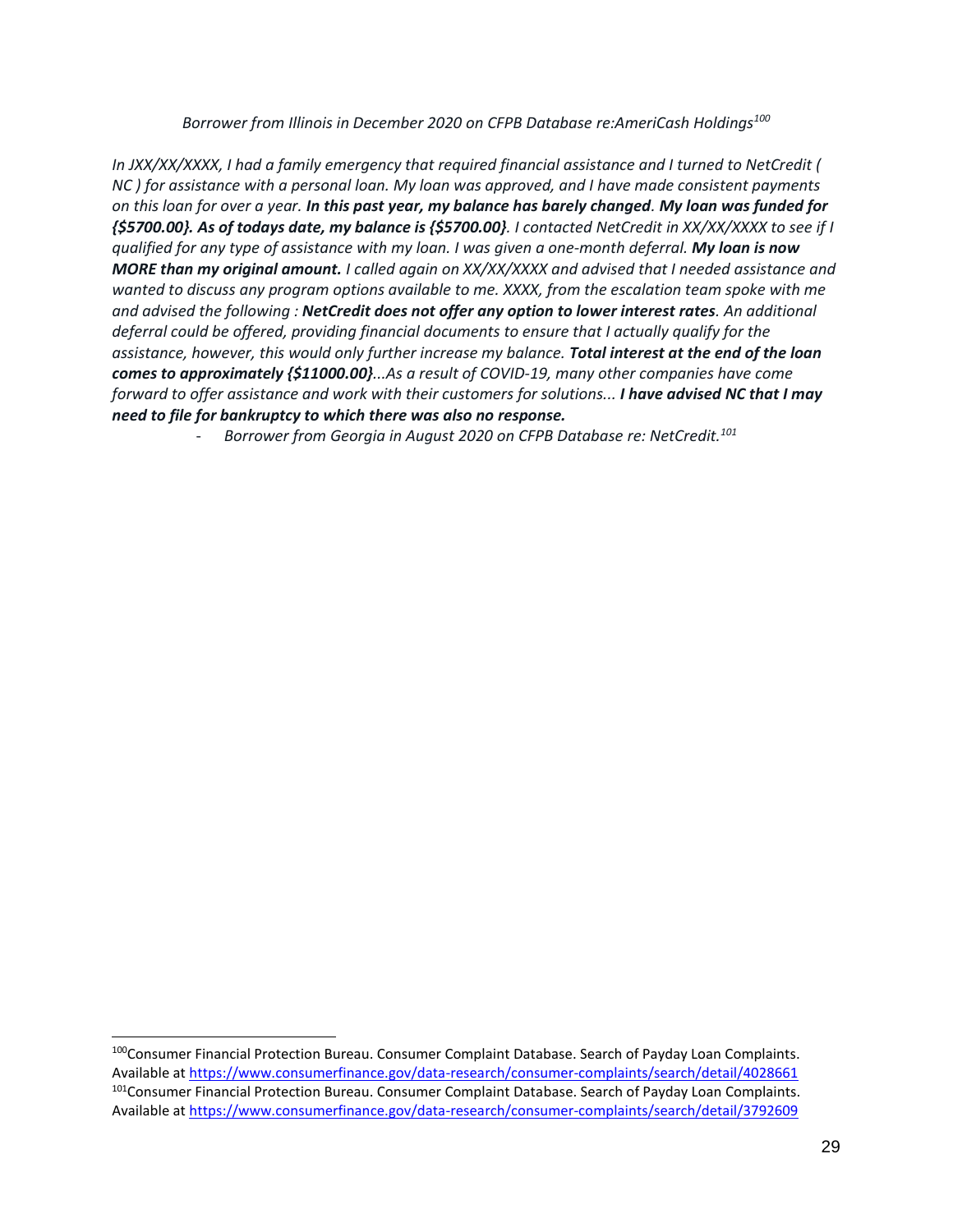*Borrower from Illinois in December 2020 on CFPB Database re:AmeriCash Holdings*[100]

*In JXX/XX/XXXX, I had a family emergency that required financial assistance and I turned to NetCredit ( NC ) for assistance with a personal loan. My loan was approved, and I have made consistent payments on this loan for over a year.* ***In this past year, my balance has barely changed****.* ***My loan was funded for {$5700.00}. As of todays date, my balance is {$5700.00}****. I contacted NetCredit in XX/XX/XXXX to see if I qualified for any type of assistance with my loan. I was given a one-month deferral.* ***My loan is now MORE than my original amount.*** *I called again on XX/XX/XXXX and advised that I needed assistance and wanted to discuss any program options available to me. XXXX, from the escalation team spoke with me and advised the following :* ***NetCredit does not offer any option to lower interest rates****. An additional deferral could be offered, providing financial documents to ensure that I actually qualify for the assistance, however, this would only further increase my balance.* ***Total interest at the end of the loan comes to approximately {$11000.00}****...As a result of COVID-19, many other companies have come forward to offer assistance and work with their customers for solutions...* ***I have advised NC that I may need to file for bankruptcy to which there was also no response.***

- *Borrower from Georgia in August 2020 on CFPB Database re: NetCredit.*[101]

---

[100] Consumer Financial Protection Bureau. Consumer Complaint Database. Search of Payday Loan Complaints. Available at https://www.consumerfinance.gov/data-research/consumer-complaints/search/detail/4028661

[101] Consumer Financial Protection Bureau. Consumer Complaint Database. Search of Payday Loan Complaints. Available at https://www.consumerfinance.gov/data-research/consumer-complaints/search/detail/3792609